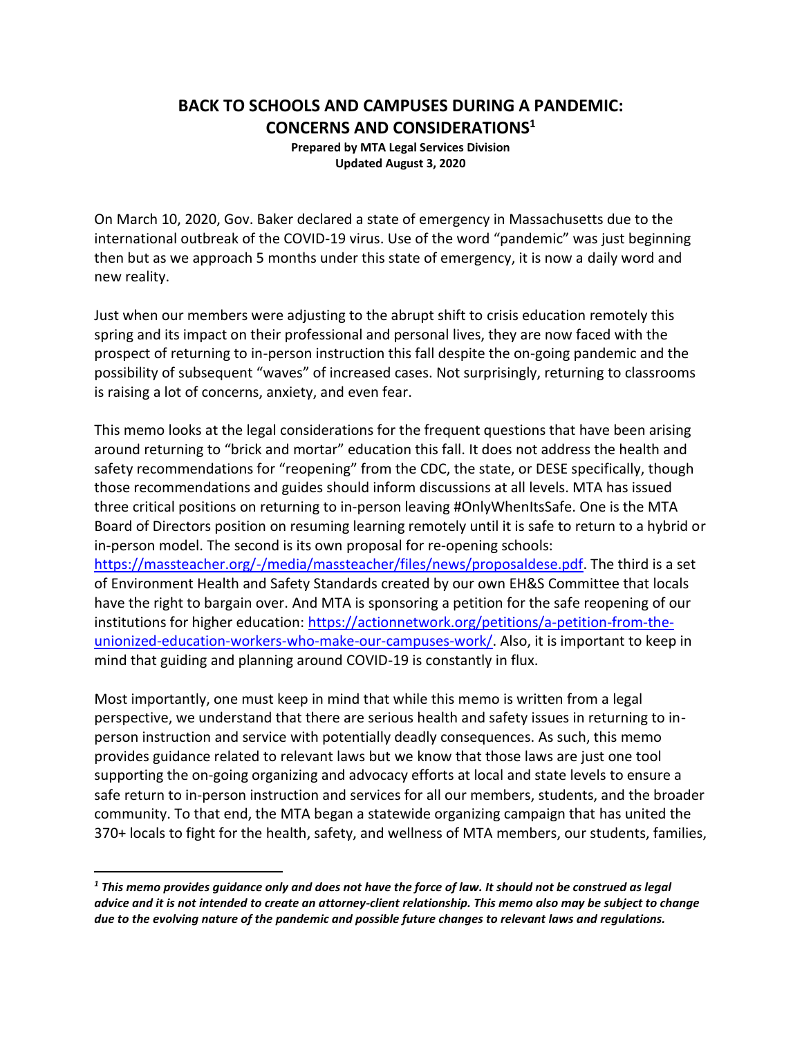# BACK TO SCHOOLS AND CAMPUSES DURING A PANDEMIC: CONCERNS AND CONSIDERATIONS[1]

**Prepared by MTA Legal Services Division**
**Updated August 3, 2020**

On March 10, 2020, Gov. Baker declared a state of emergency in Massachusetts due to the international outbreak of the COVID-19 virus. Use of the word "pandemic" was just beginning then but as we approach 5 months under this state of emergency, it is now a daily word and new reality.

Just when our members were adjusting to the abrupt shift to crisis education remotely this spring and its impact on their professional and personal lives, they are now faced with the prospect of returning to in-person instruction this fall despite the on-going pandemic and the possibility of subsequent "waves" of increased cases. Not surprisingly, returning to classrooms is raising a lot of concerns, anxiety, and even fear.

This memo looks at the legal considerations for the frequent questions that have been arising around returning to "brick and mortar" education this fall. It does not address the health and safety recommendations for "reopening" from the CDC, the state, or DESE specifically, though those recommendations and guides should inform discussions at all levels. MTA has issued three critical positions on returning to in-person leaving #OnlyWhenItsSafe. One is the MTA Board of Directors position on resuming learning remotely until it is safe to return to a hybrid or in-person model. The second is its own proposal for re-opening schools: https://massteacher.org/-/media/massteacher/files/news/proposaldese.pdf. The third is a set of Environment Health and Safety Standards created by our own EH&S Committee that locals have the right to bargain over. And MTA is sponsoring a petition for the safe reopening of our institutions for higher education: https://actionnetwork.org/petitions/a-petition-from-the-unionized-education-workers-who-make-our-campuses-work/. Also, it is important to keep in mind that guiding and planning around COVID-19 is constantly in flux.

Most importantly, one must keep in mind that while this memo is written from a legal perspective, we understand that there are serious health and safety issues in returning to in-person instruction and service with potentially deadly consequences. As such, this memo provides guidance related to relevant laws but we know that those laws are just one tool supporting the on-going organizing and advocacy efforts at local and state levels to ensure a safe return to in-person instruction and services for all our members, students, and the broader community. To that end, the MTA began a statewide organizing campaign that has united the 370+ locals to fight for the health, safety, and wellness of MTA members, our students, families,

---

[1] ***This memo provides guidance only and does not have the force of law. It should not be construed as legal advice and it is not intended to create an attorney-client relationship. This memo also may be subject to change due to the evolving nature of the pandemic and possible future changes to relevant laws and regulations.***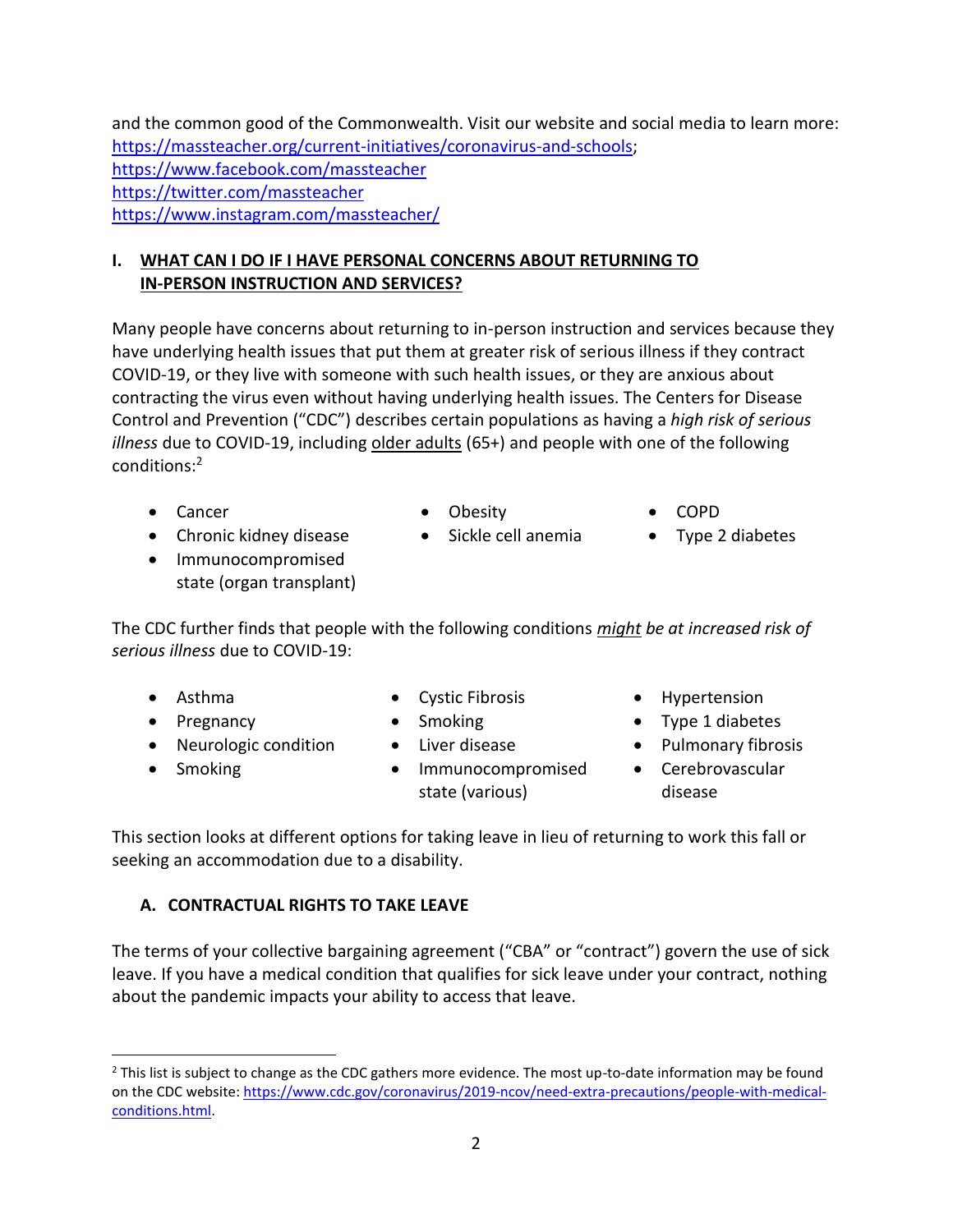and the common good of the Commonwealth. Visit our website and social media to learn more: https://massteacher.org/current-initiatives/coronavirus-and-schools; https://www.facebook.com/massteacher https://twitter.com/massteacher https://www.instagram.com/massteacher/

## I. WHAT CAN I DO IF I HAVE PERSONAL CONCERNS ABOUT RETURNING TO IN-PERSON INSTRUCTION AND SERVICES?

Many people have concerns about returning to in-person instruction and services because they have underlying health issues that put them at greater risk of serious illness if they contract COVID-19, or they live with someone with such health issues, or they are anxious about contracting the virus even without having underlying health issues. The Centers for Disease Control and Prevention ("CDC") describes certain populations as having a *high risk of serious illness* due to COVID-19, including older adults (65+) and people with one of the following conditions:[2]

- Cancer
- Chronic kidney disease
- Immunocompromised state (organ transplant)
- Obesity
- Sickle cell anemia
- COPD
- Type 2 diabetes

The CDC further finds that people with the following conditions *might be at increased risk of serious illness* due to COVID-19:

- Asthma
- Pregnancy
- Neurologic condition
- Smoking
- Cystic Fibrosis
- Smoking
- Liver disease
- Immunocompromised state (various)
- Hypertension
- Type 1 diabetes
- Pulmonary fibrosis
- Cerebrovascular disease

This section looks at different options for taking leave in lieu of returning to work this fall or seeking an accommodation due to a disability.

### A. CONTRACTUAL RIGHTS TO TAKE LEAVE

The terms of your collective bargaining agreement ("CBA" or "contract") govern the use of sick leave. If you have a medical condition that qualifies for sick leave under your contract, nothing about the pandemic impacts your ability to access that leave.

[2] This list is subject to change as the CDC gathers more evidence. The most up-to-date information may be found on the CDC website: https://www.cdc.gov/coronavirus/2019-ncov/need-extra-precautions/people-with-medical-conditions.html.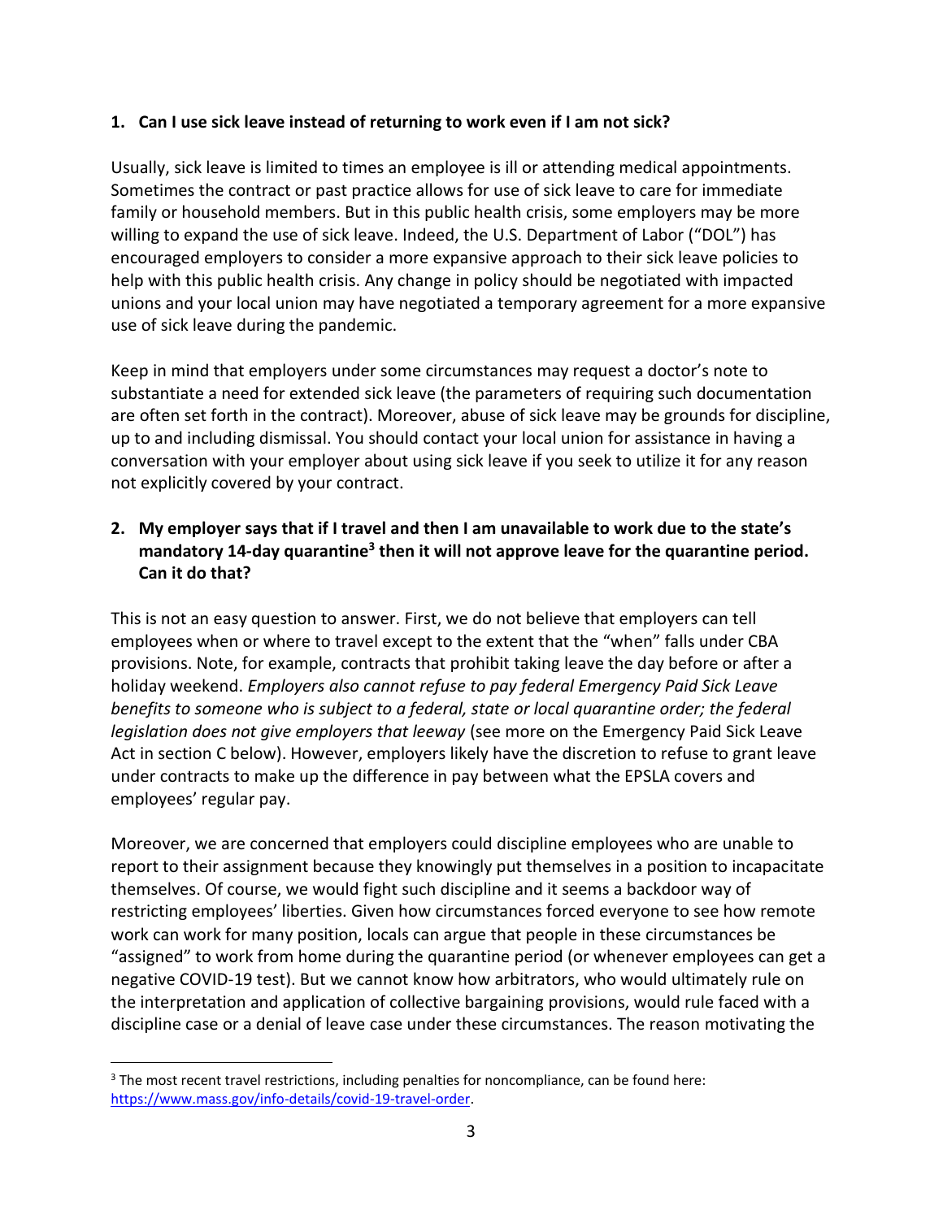1. **Can I use sick leave instead of returning to work even if I am not sick?**

Usually, sick leave is limited to times an employee is ill or attending medical appointments. Sometimes the contract or past practice allows for use of sick leave to care for immediate family or household members. But in this public health crisis, some employers may be more willing to expand the use of sick leave. Indeed, the U.S. Department of Labor ("DOL") has encouraged employers to consider a more expansive approach to their sick leave policies to help with this public health crisis. Any change in policy should be negotiated with impacted unions and your local union may have negotiated a temporary agreement for a more expansive use of sick leave during the pandemic.

Keep in mind that employers under some circumstances may request a doctor's note to substantiate a need for extended sick leave (the parameters of requiring such documentation are often set forth in the contract). Moreover, abuse of sick leave may be grounds for discipline, up to and including dismissal. You should contact your local union for assistance in having a conversation with your employer about using sick leave if you seek to utilize it for any reason not explicitly covered by your contract.

2. **My employer says that if I travel and then I am unavailable to work due to the state's mandatory 14-day quarantine[3] then it will not approve leave for the quarantine period. Can it do that?**

This is not an easy question to answer. First, we do not believe that employers can tell employees when or where to travel except to the extent that the "when" falls under CBA provisions. Note, for example, contracts that prohibit taking leave the day before or after a holiday weekend. *Employers also cannot refuse to pay federal Emergency Paid Sick Leave benefits to someone who is subject to a federal, state or local quarantine order; the federal legislation does not give employers that leeway* (see more on the Emergency Paid Sick Leave Act in section C below). However, employers likely have the discretion to refuse to grant leave under contracts to make up the difference in pay between what the EPSLA covers and employees' regular pay.

Moreover, we are concerned that employers could discipline employees who are unable to report to their assignment because they knowingly put themselves in a position to incapacitate themselves. Of course, we would fight such discipline and it seems a backdoor way of restricting employees' liberties. Given how circumstances forced everyone to see how remote work can work for many position, locals can argue that people in these circumstances be "assigned" to work from home during the quarantine period (or whenever employees can get a negative COVID-19 test). But we cannot know how arbitrators, who would ultimately rule on the interpretation and application of collective bargaining provisions, would rule faced with a discipline case or a denial of leave case under these circumstances. The reason motivating the

---

[3] The most recent travel restrictions, including penalties for noncompliance, can be found here: https://www.mass.gov/info-details/covid-19-travel-order.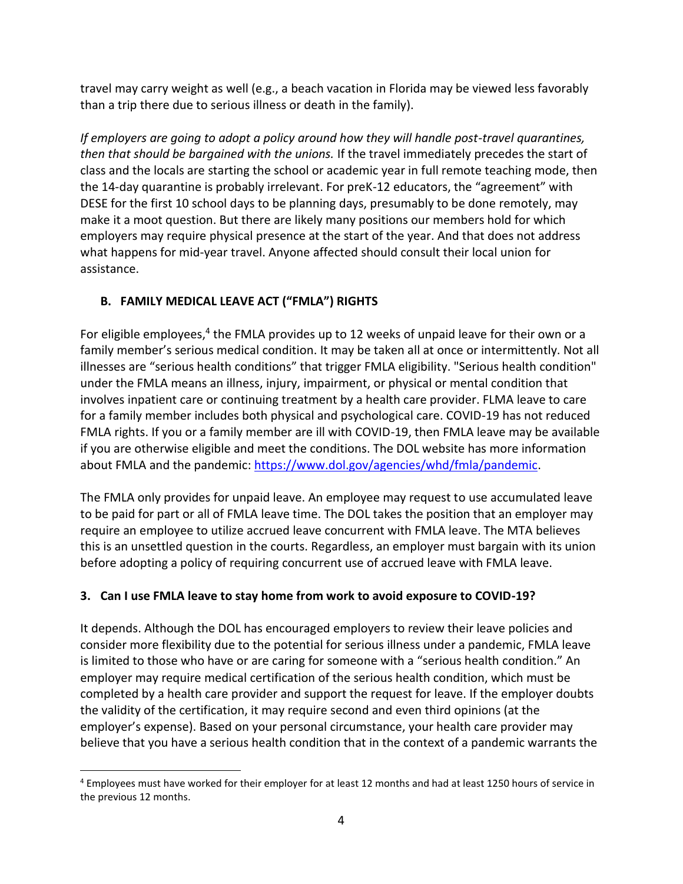travel may carry weight as well (e.g., a beach vacation in Florida may be viewed less favorably than a trip there due to serious illness or death in the family).

*If employers are going to adopt a policy around how they will handle post-travel quarantines, then that should be bargained with the unions.* If the travel immediately precedes the start of class and the locals are starting the school or academic year in full remote teaching mode, then the 14-day quarantine is probably irrelevant. For preK-12 educators, the "agreement" with DESE for the first 10 school days to be planning days, presumably to be done remotely, may make it a moot question. But there are likely many positions our members hold for which employers may require physical presence at the start of the year. And that does not address what happens for mid-year travel. Anyone affected should consult their local union for assistance.

### B. FAMILY MEDICAL LEAVE ACT ("FMLA") RIGHTS

For eligible employees,[4] the FMLA provides up to 12 weeks of unpaid leave for their own or a family member's serious medical condition. It may be taken all at once or intermittently. Not all illnesses are "serious health conditions" that trigger FMLA eligibility. "Serious health condition" under the FMLA means an illness, injury, impairment, or physical or mental condition that involves inpatient care or continuing treatment by a health care provider. FLMA leave to care for a family member includes both physical and psychological care. COVID-19 has not reduced FMLA rights. If you or a family member are ill with COVID-19, then FMLA leave may be available if you are otherwise eligible and meet the conditions. The DOL website has more information about FMLA and the pandemic: https://www.dol.gov/agencies/whd/fmla/pandemic.

The FMLA only provides for unpaid leave. An employee may request to use accumulated leave to be paid for part or all of FMLA leave time. The DOL takes the position that an employer may require an employee to utilize accrued leave concurrent with FMLA leave. The MTA believes this is an unsettled question in the courts. Regardless, an employer must bargain with its union before adopting a policy of requiring concurrent use of accrued leave with FMLA leave.

### 3. Can I use FMLA leave to stay home from work to avoid exposure to COVID-19?

It depends. Although the DOL has encouraged employers to review their leave policies and consider more flexibility due to the potential for serious illness under a pandemic, FMLA leave is limited to those who have or are caring for someone with a "serious health condition." An employer may require medical certification of the serious health condition, which must be completed by a health care provider and support the request for leave. If the employer doubts the validity of the certification, it may require second and even third opinions (at the employer's expense). Based on your personal circumstance, your health care provider may believe that you have a serious health condition that in the context of a pandemic warrants the

[4] Employees must have worked for their employer for at least 12 months and had at least 1250 hours of service in the previous 12 months.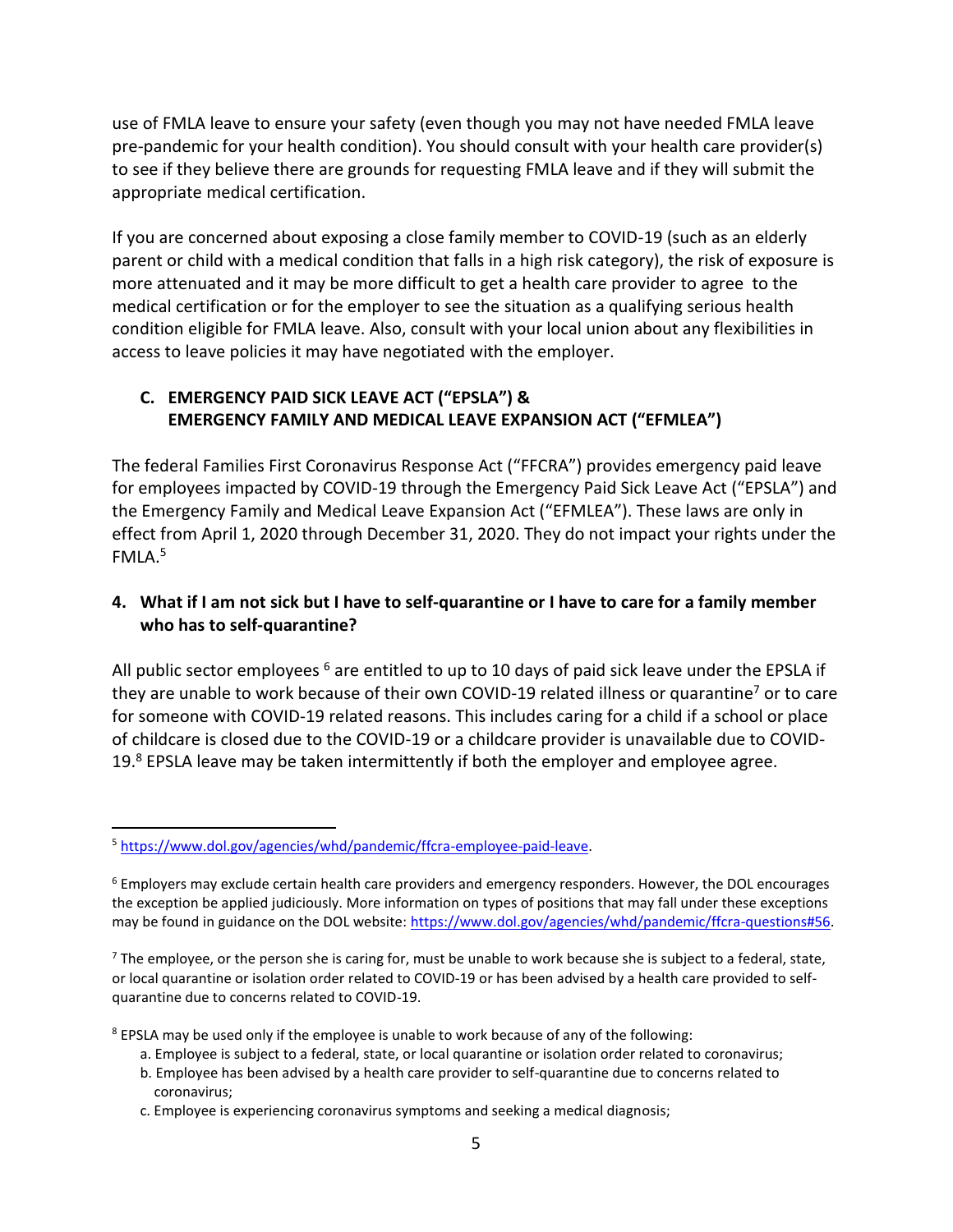use of FMLA leave to ensure your safety (even though you may not have needed FMLA leave pre-pandemic for your health condition). You should consult with your health care provider(s) to see if they believe there are grounds for requesting FMLA leave and if they will submit the appropriate medical certification.

If you are concerned about exposing a close family member to COVID-19 (such as an elderly parent or child with a medical condition that falls in a high risk category), the risk of exposure is more attenuated and it may be more difficult to get a health care provider to agree to the medical certification or for the employer to see the situation as a qualifying serious health condition eligible for FMLA leave. Also, consult with your local union about any flexibilities in access to leave policies it may have negotiated with the employer.

### C. EMERGENCY PAID SICK LEAVE ACT ("EPSLA") & EMERGENCY FAMILY AND MEDICAL LEAVE EXPANSION ACT ("EFMLEA")

The federal Families First Coronavirus Response Act ("FFCRA") provides emergency paid leave for employees impacted by COVID-19 through the Emergency Paid Sick Leave Act ("EPSLA") and the Emergency Family and Medical Leave Expansion Act ("EFMLEA"). These laws are only in effect from April 1, 2020 through December 31, 2020. They do not impact your rights under the FMLA.[5]

### 4. What if I am not sick but I have to self-quarantine or I have to care for a family member who has to self-quarantine?

All public sector employees [6] are entitled to up to 10 days of paid sick leave under the EPSLA if they are unable to work because of their own COVID-19 related illness or quarantine[7] or to care for someone with COVID-19 related reasons. This includes caring for a child if a school or place of childcare is closed due to the COVID-19 or a childcare provider is unavailable due to COVID-19.[8] EPSLA leave may be taken intermittently if both the employer and employee agree.

---

[5] https://www.dol.gov/agencies/whd/pandemic/ffcra-employee-paid-leave.

[6] Employers may exclude certain health care providers and emergency responders. However, the DOL encourages the exception be applied judiciously. More information on types of positions that may fall under these exceptions may be found in guidance on the DOL website: https://www.dol.gov/agencies/whd/pandemic/ffcra-questions#56.

[7] The employee, or the person she is caring for, must be unable to work because she is subject to a federal, state, or local quarantine or isolation order related to COVID-19 or has been advised by a health care provided to self-quarantine due to concerns related to COVID-19.

[8] EPSLA may be used only if the employee is unable to work because of any of the following:

a. Employee is subject to a federal, state, or local quarantine or isolation order related to coronavirus;
b. Employee has been advised by a health care provider to self-quarantine due to concerns related to coronavirus;
c. Employee is experiencing coronavirus symptoms and seeking a medical diagnosis;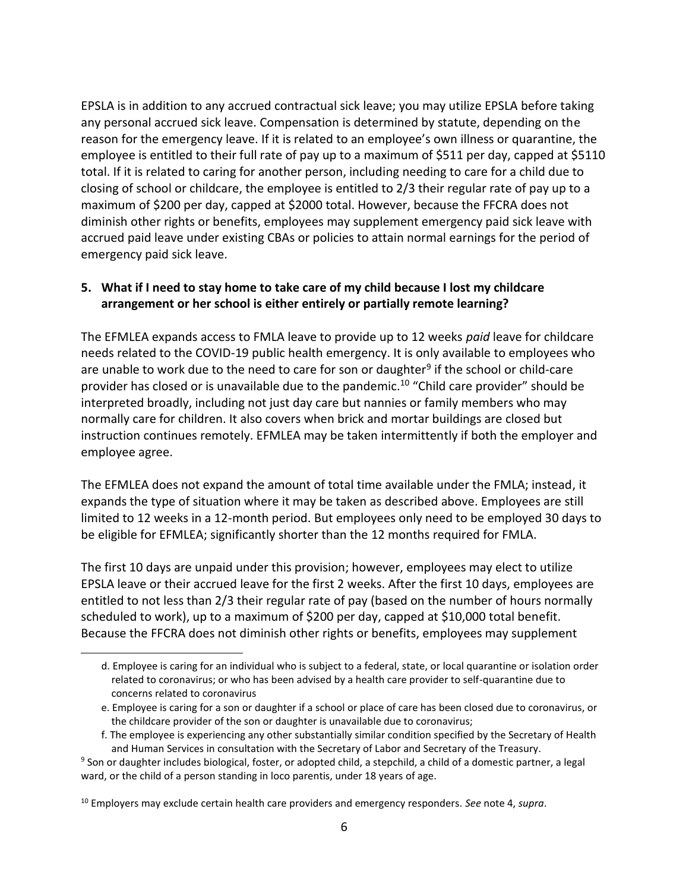EPSLA is in addition to any accrued contractual sick leave; you may utilize EPSLA before taking any personal accrued sick leave. Compensation is determined by statute, depending on the reason for the emergency leave. If it is related to an employee's own illness or quarantine, the employee is entitled to their full rate of pay up to a maximum of $511 per day, capped at $5110 total. If it is related to caring for another person, including needing to care for a child due to closing of school or childcare, the employee is entitled to 2/3 their regular rate of pay up to a maximum of $200 per day, capped at $2000 total. However, because the FFCRA does not diminish other rights or benefits, employees may supplement emergency paid sick leave with accrued paid leave under existing CBAs or policies to attain normal earnings for the period of emergency paid sick leave.

**5. What if I need to stay home to take care of my child because I lost my childcare arrangement or her school is either entirely or partially remote learning?**

The EFMLEA expands access to FMLA leave to provide up to 12 weeks *paid* leave for childcare needs related to the COVID-19 public health emergency. It is only available to employees who are unable to work due to the need to care for son or daughter[9] if the school or child-care provider has closed or is unavailable due to the pandemic.[10] "Child care provider" should be interpreted broadly, including not just day care but nannies or family members who may normally care for children. It also covers when brick and mortar buildings are closed but instruction continues remotely. EFMLEA may be taken intermittently if both the employer and employee agree.

The EFMLEA does not expand the amount of total time available under the FMLA; instead, it expands the type of situation where it may be taken as described above. Employees are still limited to 12 weeks in a 12-month period. But employees only need to be employed 30 days to be eligible for EFMLEA; significantly shorter than the 12 months required for FMLA.

The first 10 days are unpaid under this provision; however, employees may elect to utilize EPSLA leave or their accrued leave for the first 2 weeks. After the first 10 days, employees are entitled to not less than 2/3 their regular rate of pay (based on the number of hours normally scheduled to work), up to a maximum of $200 per day, capped at $10,000 total benefit. Because the FFCRA does not diminish other rights or benefits, employees may supplement

---

d. Employee is caring for an individual who is subject to a federal, state, or local quarantine or isolation order related to coronavirus; or who has been advised by a health care provider to self-quarantine due to concerns related to coronavirus

e. Employee is caring for a son or daughter if a school or place of care has been closed due to coronavirus, or the childcare provider of the son or daughter is unavailable due to coronavirus;

f. The employee is experiencing any other substantially similar condition specified by the Secretary of Health and Human Services in consultation with the Secretary of Labor and Secretary of the Treasury.

[9] Son or daughter includes biological, foster, or adopted child, a stepchild, a child of a domestic partner, a legal ward, or the child of a person standing in loco parentis, under 18 years of age.

[10] Employers may exclude certain health care providers and emergency responders. *See* note 4, *supra*.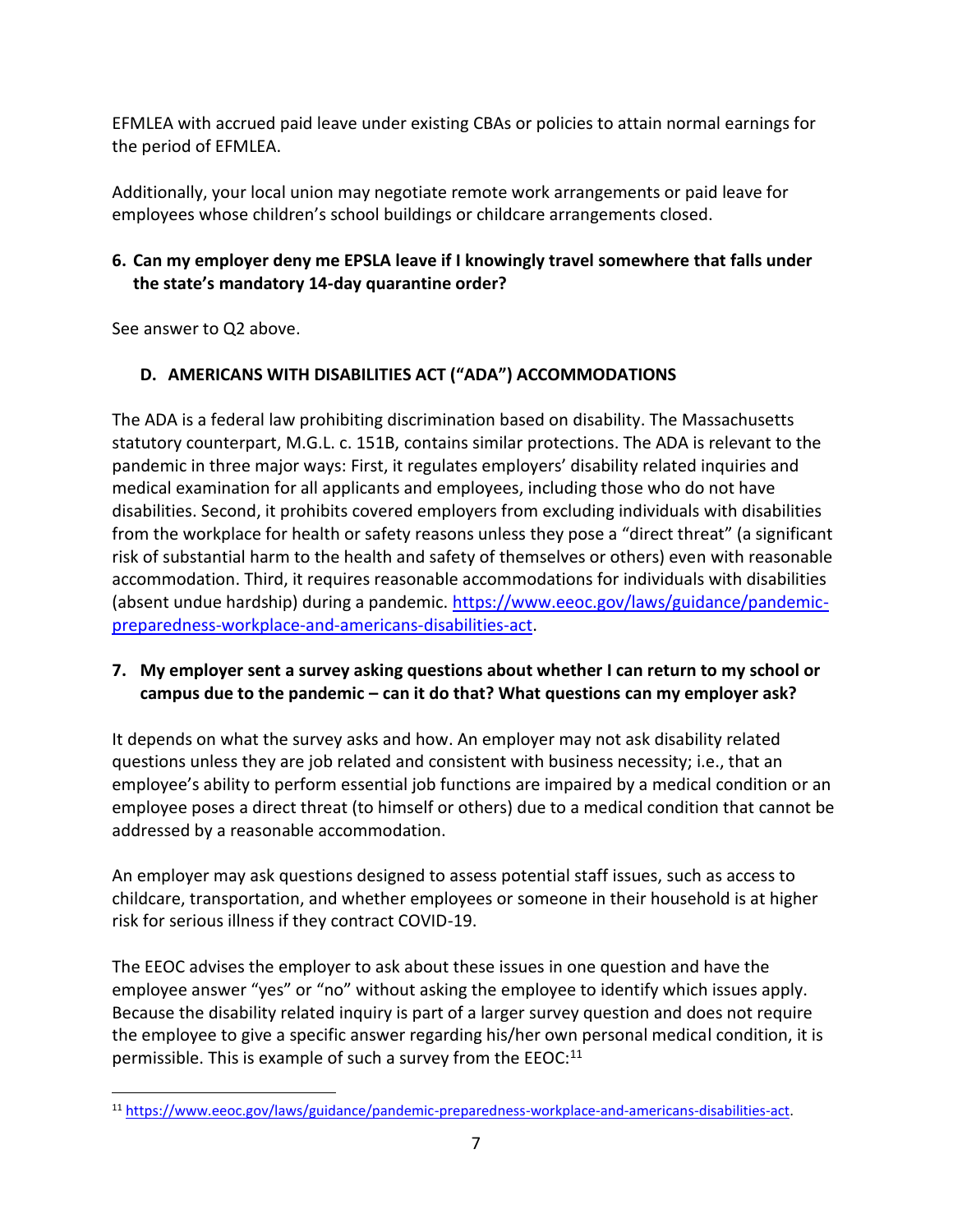EFMLEA with accrued paid leave under existing CBAs or policies to attain normal earnings for the period of EFMLEA.

Additionally, your local union may negotiate remote work arrangements or paid leave for employees whose children's school buildings or childcare arrangements closed.

**6. Can my employer deny me EPSLA leave if I knowingly travel somewhere that falls under the state's mandatory 14-day quarantine order?**

See answer to Q2 above.

## D. AMERICANS WITH DISABILITIES ACT ("ADA") ACCOMMODATIONS

The ADA is a federal law prohibiting discrimination based on disability. The Massachusetts statutory counterpart, M.G.L. c. 151B, contains similar protections. The ADA is relevant to the pandemic in three major ways: First, it regulates employers' disability related inquiries and medical examination for all applicants and employees, including those who do not have disabilities. Second, it prohibits covered employers from excluding individuals with disabilities from the workplace for health or safety reasons unless they pose a "direct threat" (a significant risk of substantial harm to the health and safety of themselves or others) even with reasonable accommodation. Third, it requires reasonable accommodations for individuals with disabilities (absent undue hardship) during a pandemic. https://www.eeoc.gov/laws/guidance/pandemic-preparedness-workplace-and-americans-disabilities-act.

**7. My employer sent a survey asking questions about whether I can return to my school or campus due to the pandemic – can it do that? What questions can my employer ask?**

It depends on what the survey asks and how. An employer may not ask disability related questions unless they are job related and consistent with business necessity; i.e., that an employee's ability to perform essential job functions are impaired by a medical condition or an employee poses a direct threat (to himself or others) due to a medical condition that cannot be addressed by a reasonable accommodation.

An employer may ask questions designed to assess potential staff issues, such as access to childcare, transportation, and whether employees or someone in their household is at higher risk for serious illness if they contract COVID-19.

The EEOC advises the employer to ask about these issues in one question and have the employee answer "yes" or "no" without asking the employee to identify which issues apply. Because the disability related inquiry is part of a larger survey question and does not require the employee to give a specific answer regarding his/her own personal medical condition, it is permissible. This is example of such a survey from the EEOC:[11]

[11] https://www.eeoc.gov/laws/guidance/pandemic-preparedness-workplace-and-americans-disabilities-act.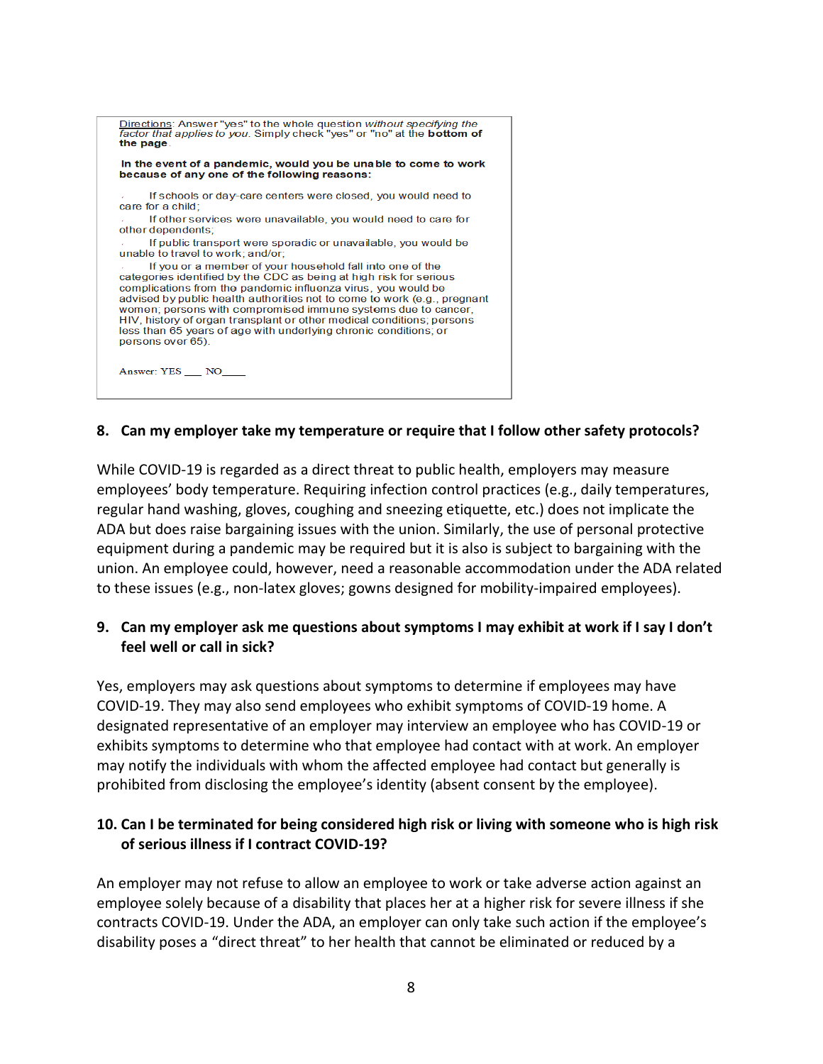> <u>Directions</u>: Answer "yes" to the whole question *without specifying the factor that applies to you*. Simply check "yes" or "no" at the **bottom of the page**.
>
> **In the event of a pandemic, would you be unable to come to work because of any one of the following reasons:**
>
> - If schools or day-care centers were closed, you would need to care for a child;
> - If other services were unavailable, you would need to care for other dependents;
> - If public transport were sporadic or unavailable, you would be unable to travel to work; and/or;
> - If you or a member of your household fall into one of the categories identified by the CDC as being at high risk for serious complications from the pandemic influenza virus, you would be advised by public health authorities not to come to work (e.g., pregnant women; persons with compromised immune systems due to cancer, HIV, history of organ transplant or other medical conditions; persons less than 65 years of age with underlying chronic conditions; or persons over 65).
>
> Answer: YES \_\_\_ NO\_\_\_\_

**8. Can my employer take my temperature or require that I follow other safety protocols?**

While COVID-19 is regarded as a direct threat to public health, employers may measure employees' body temperature. Requiring infection control practices (e.g., daily temperatures, regular hand washing, gloves, coughing and sneezing etiquette, etc.) does not implicate the ADA but does raise bargaining issues with the union. Similarly, the use of personal protective equipment during a pandemic may be required but it is also is subject to bargaining with the union. An employee could, however, need a reasonable accommodation under the ADA related to these issues (e.g., non-latex gloves; gowns designed for mobility-impaired employees).

**9. Can my employer ask me questions about symptoms I may exhibit at work if I say I don't feel well or call in sick?**

Yes, employers may ask questions about symptoms to determine if employees may have COVID-19. They may also send employees who exhibit symptoms of COVID-19 home. A designated representative of an employer may interview an employee who has COVID-19 or exhibits symptoms to determine who that employee had contact with at work. An employer may notify the individuals with whom the affected employee had contact but generally is prohibited from disclosing the employee's identity (absent consent by the employee).

**10. Can I be terminated for being considered high risk or living with someone who is high risk of serious illness if I contract COVID-19?**

An employer may not refuse to allow an employee to work or take adverse action against an employee solely because of a disability that places her at a higher risk for severe illness if she contracts COVID-19. Under the ADA, an employer can only take such action if the employee's disability poses a "direct threat" to her health that cannot be eliminated or reduced by a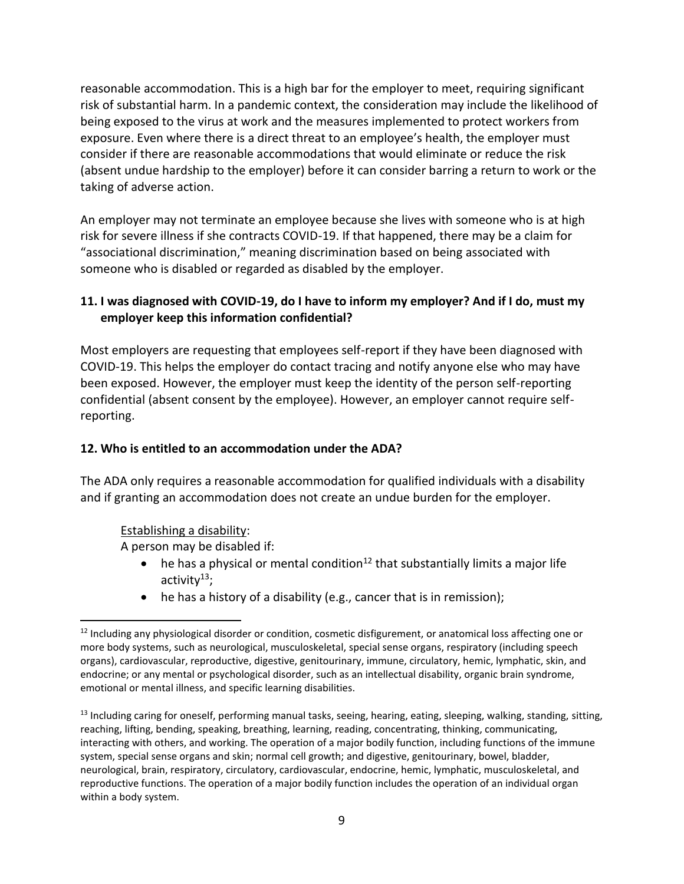reasonable accommodation. This is a high bar for the employer to meet, requiring significant risk of substantial harm. In a pandemic context, the consideration may include the likelihood of being exposed to the virus at work and the measures implemented to protect workers from exposure. Even where there is a direct threat to an employee's health, the employer must consider if there are reasonable accommodations that would eliminate or reduce the risk (absent undue hardship to the employer) before it can consider barring a return to work or the taking of adverse action.

An employer may not terminate an employee because she lives with someone who is at high risk for severe illness if she contracts COVID-19. If that happened, there may be a claim for "associational discrimination," meaning discrimination based on being associated with someone who is disabled or regarded as disabled by the employer.

### 11. I was diagnosed with COVID-19, do I have to inform my employer? And if I do, must my employer keep this information confidential?

Most employers are requesting that employees self-report if they have been diagnosed with COVID-19. This helps the employer do contact tracing and notify anyone else who may have been exposed. However, the employer must keep the identity of the person self-reporting confidential (absent consent by the employee). However, an employer cannot require self-reporting.

### 12. Who is entitled to an accommodation under the ADA?

The ADA only requires a reasonable accommodation for qualified individuals with a disability and if granting an accommodation does not create an undue burden for the employer.

Establishing a disability:

A person may be disabled if:

- he has a physical or mental condition[12] that substantially limits a major life activity[13];
- he has a history of a disability (e.g., cancer that is in remission);

[12] Including any physiological disorder or condition, cosmetic disfigurement, or anatomical loss affecting one or more body systems, such as neurological, musculoskeletal, special sense organs, respiratory (including speech organs), cardiovascular, reproductive, digestive, genitourinary, immune, circulatory, hemic, lymphatic, skin, and endocrine; or any mental or psychological disorder, such as an intellectual disability, organic brain syndrome, emotional or mental illness, and specific learning disabilities.

[13] Including caring for oneself, performing manual tasks, seeing, hearing, eating, sleeping, walking, standing, sitting, reaching, lifting, bending, speaking, breathing, learning, reading, concentrating, thinking, communicating, interacting with others, and working. The operation of a major bodily function, including functions of the immune system, special sense organs and skin; normal cell growth; and digestive, genitourinary, bowel, bladder, neurological, brain, respiratory, circulatory, cardiovascular, endocrine, hemic, lymphatic, musculoskeletal, and reproductive functions. The operation of a major bodily function includes the operation of an individual organ within a body system.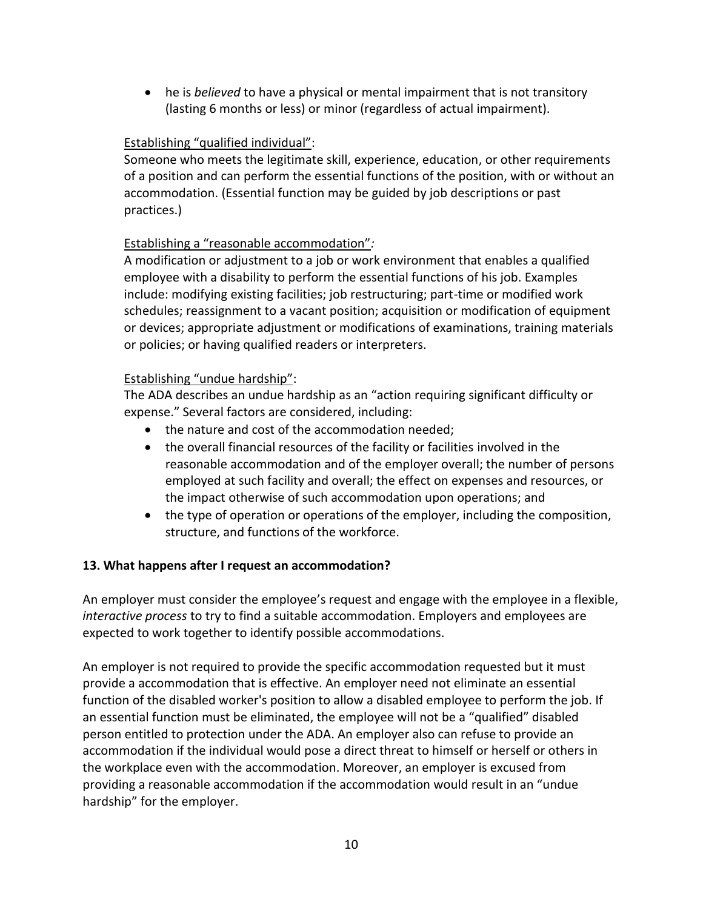- he is *believed* to have a physical or mental impairment that is not transitory (lasting 6 months or less) or minor (regardless of actual impairment).

<u>Establishing "qualified individual"</u>:
Someone who meets the legitimate skill, experience, education, or other requirements of a position and can perform the essential functions of the position, with or without an accommodation. (Essential function may be guided by job descriptions or past practices.)

<u>Establishing a "reasonable accommodation"</u>*:*
A modification or adjustment to a job or work environment that enables a qualified employee with a disability to perform the essential functions of his job. Examples include: modifying existing facilities; job restructuring; part-time or modified work schedules; reassignment to a vacant position; acquisition or modification of equipment or devices; appropriate adjustment or modifications of examinations, training materials or policies; or having qualified readers or interpreters.

<u>Establishing "undue hardship"</u>:
The ADA describes an undue hardship as an "action requiring significant difficulty or expense." Several factors are considered, including:

- the nature and cost of the accommodation needed;
- the overall financial resources of the facility or facilities involved in the reasonable accommodation and of the employer overall; the number of persons employed at such facility and overall; the effect on expenses and resources, or the impact otherwise of such accommodation upon operations; and
- the type of operation or operations of the employer, including the composition, structure, and functions of the workforce.

**13. What happens after I request an accommodation?**

An employer must consider the employee's request and engage with the employee in a flexible, *interactive process* to try to find a suitable accommodation. Employers and employees are expected to work together to identify possible accommodations.

An employer is not required to provide the specific accommodation requested but it must provide a accommodation that is effective. An employer need not eliminate an essential function of the disabled worker's position to allow a disabled employee to perform the job. If an essential function must be eliminated, the employee will not be a "qualified" disabled person entitled to protection under the ADA. An employer also can refuse to provide an accommodation if the individual would pose a direct threat to himself or herself or others in the workplace even with the accommodation. Moreover, an employer is excused from providing a reasonable accommodation if the accommodation would result in an "undue hardship" for the employer.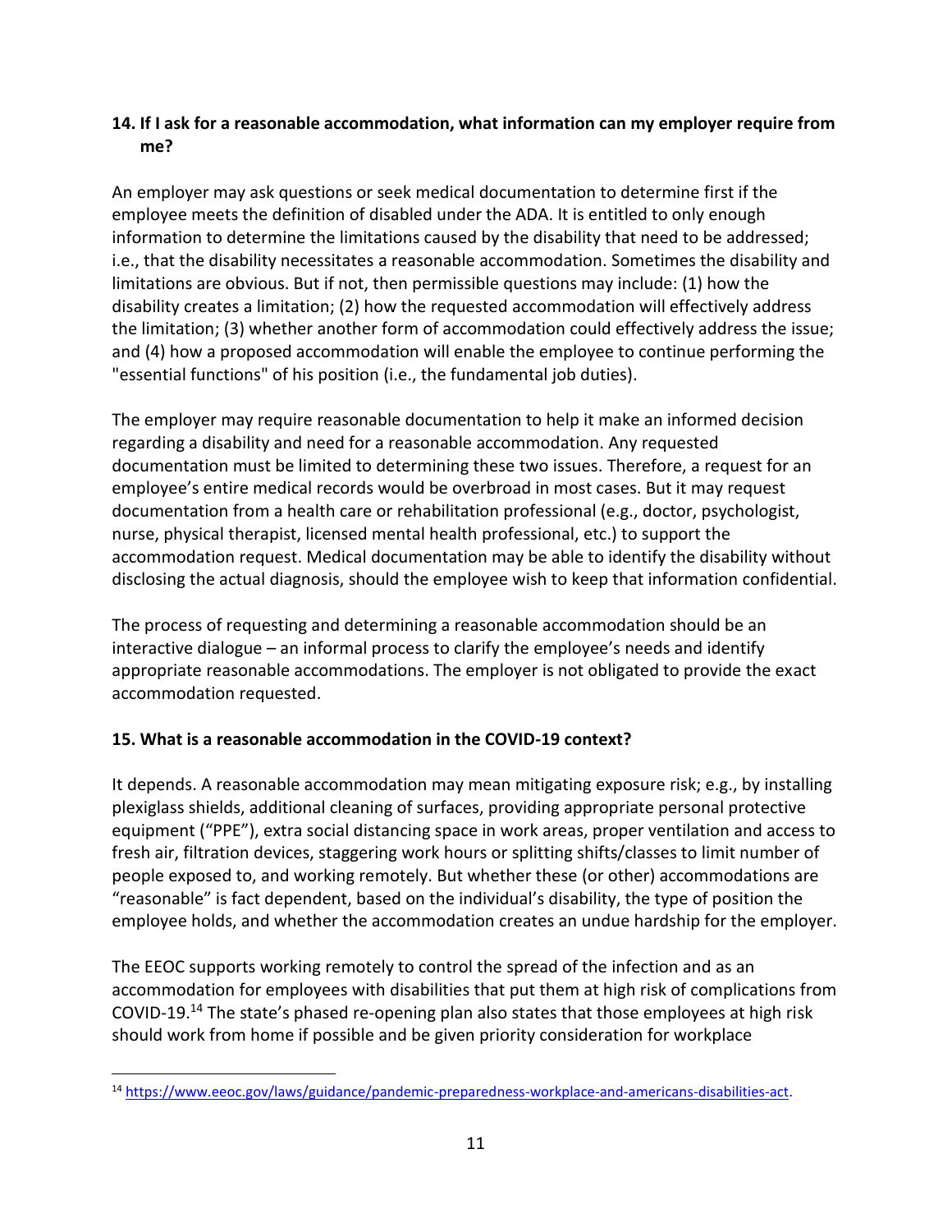**14. If I ask for a reasonable accommodation, what information can my employer require from me?**

An employer may ask questions or seek medical documentation to determine first if the employee meets the definition of disabled under the ADA. It is entitled to only enough information to determine the limitations caused by the disability that need to be addressed; i.e., that the disability necessitates a reasonable accommodation. Sometimes the disability and limitations are obvious. But if not, then permissible questions may include: (1) how the disability creates a limitation; (2) how the requested accommodation will effectively address the limitation; (3) whether another form of accommodation could effectively address the issue; and (4) how a proposed accommodation will enable the employee to continue performing the "essential functions" of his position (i.e., the fundamental job duties).

The employer may require reasonable documentation to help it make an informed decision regarding a disability and need for a reasonable accommodation. Any requested documentation must be limited to determining these two issues. Therefore, a request for an employee's entire medical records would be overbroad in most cases. But it may request documentation from a health care or rehabilitation professional (e.g., doctor, psychologist, nurse, physical therapist, licensed mental health professional, etc.) to support the accommodation request. Medical documentation may be able to identify the disability without disclosing the actual diagnosis, should the employee wish to keep that information confidential.

The process of requesting and determining a reasonable accommodation should be an interactive dialogue – an informal process to clarify the employee's needs and identify appropriate reasonable accommodations. The employer is not obligated to provide the exact accommodation requested.

**15. What is a reasonable accommodation in the COVID-19 context?**

It depends. A reasonable accommodation may mean mitigating exposure risk; e.g., by installing plexiglass shields, additional cleaning of surfaces, providing appropriate personal protective equipment ("PPE"), extra social distancing space in work areas, proper ventilation and access to fresh air, filtration devices, staggering work hours or splitting shifts/classes to limit number of people exposed to, and working remotely. But whether these (or other) accommodations are "reasonable" is fact dependent, based on the individual's disability, the type of position the employee holds, and whether the accommodation creates an undue hardship for the employer.

The EEOC supports working remotely to control the spread of the infection and as an accommodation for employees with disabilities that put them at high risk of complications from COVID-19.[14] The state's phased re-opening plan also states that those employees at high risk should work from home if possible and be given priority consideration for workplace

[14] https://www.eeoc.gov/laws/guidance/pandemic-preparedness-workplace-and-americans-disabilities-act.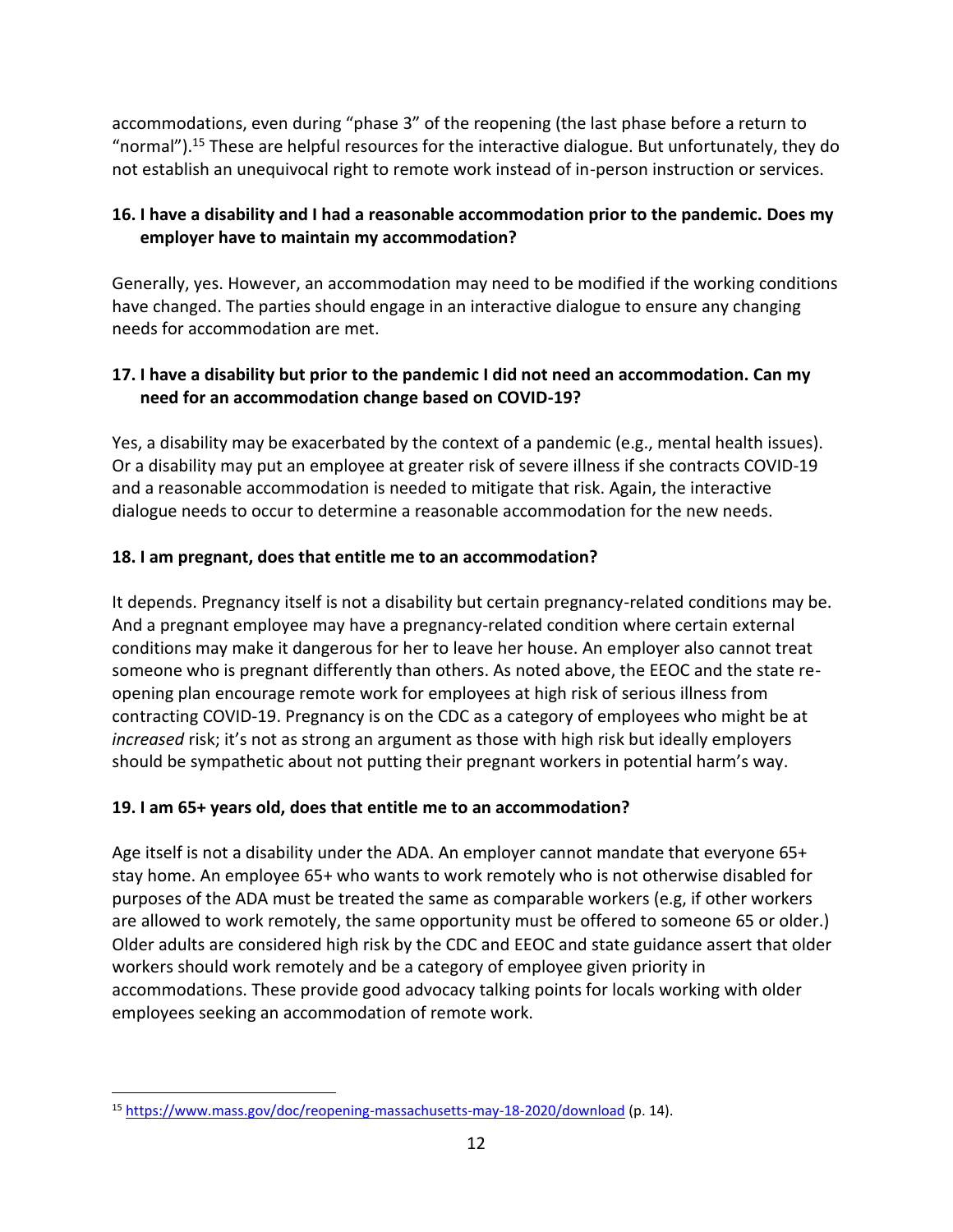accommodations, even during "phase 3" of the reopening (the last phase before a return to "normal").[15] These are helpful resources for the interactive dialogue. But unfortunately, they do not establish an unequivocal right to remote work instead of in-person instruction or services.

**16. I have a disability and I had a reasonable accommodation prior to the pandemic. Does my employer have to maintain my accommodation?**

Generally, yes. However, an accommodation may need to be modified if the working conditions have changed. The parties should engage in an interactive dialogue to ensure any changing needs for accommodation are met.

**17. I have a disability but prior to the pandemic I did not need an accommodation. Can my need for an accommodation change based on COVID-19?**

Yes, a disability may be exacerbated by the context of a pandemic (e.g., mental health issues). Or a disability may put an employee at greater risk of severe illness if she contracts COVID-19 and a reasonable accommodation is needed to mitigate that risk. Again, the interactive dialogue needs to occur to determine a reasonable accommodation for the new needs.

**18. I am pregnant, does that entitle me to an accommodation?**

It depends. Pregnancy itself is not a disability but certain pregnancy-related conditions may be. And a pregnant employee may have a pregnancy-related condition where certain external conditions may make it dangerous for her to leave her house. An employer also cannot treat someone who is pregnant differently than others. As noted above, the EEOC and the state re-opening plan encourage remote work for employees at high risk of serious illness from contracting COVID-19. Pregnancy is on the CDC as a category of employees who might be at *increased* risk; it's not as strong an argument as those with high risk but ideally employers should be sympathetic about not putting their pregnant workers in potential harm's way.

**19. I am 65+ years old, does that entitle me to an accommodation?**

Age itself is not a disability under the ADA. An employer cannot mandate that everyone 65+ stay home. An employee 65+ who wants to work remotely who is not otherwise disabled for purposes of the ADA must be treated the same as comparable workers (e.g, if other workers are allowed to work remotely, the same opportunity must be offered to someone 65 or older.) Older adults are considered high risk by the CDC and EEOC and state guidance assert that older workers should work remotely and be a category of employee given priority in accommodations. These provide good advocacy talking points for locals working with older employees seeking an accommodation of remote work.

---

[15] https://www.mass.gov/doc/reopening-massachusetts-may-18-2020/download (p. 14).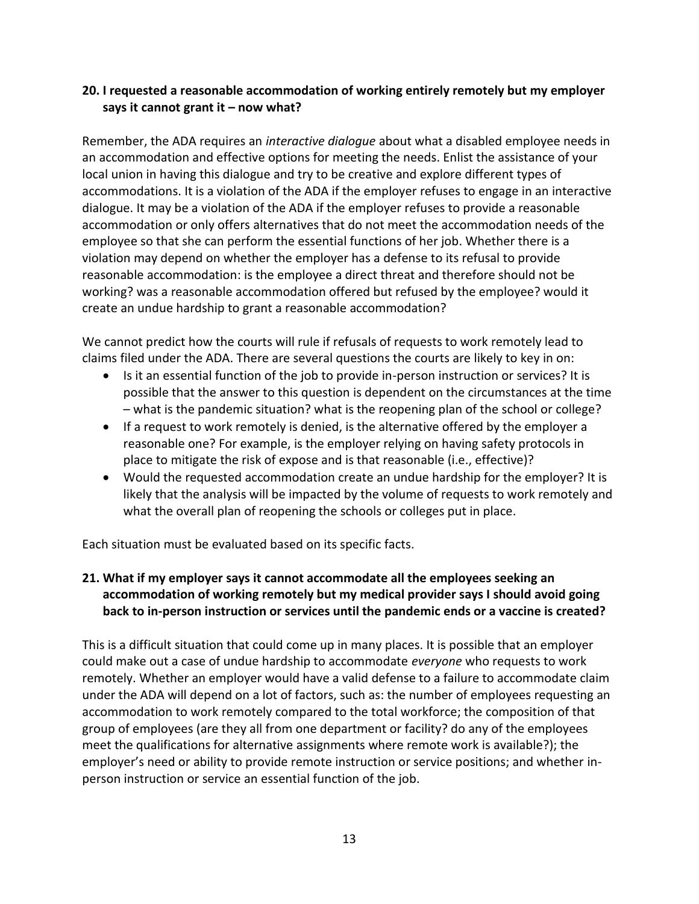### 20. I requested a reasonable accommodation of working entirely remotely but my employer says it cannot grant it – now what?

Remember, the ADA requires an *interactive dialogue* about what a disabled employee needs in an accommodation and effective options for meeting the needs. Enlist the assistance of your local union in having this dialogue and try to be creative and explore different types of accommodations. It is a violation of the ADA if the employer refuses to engage in an interactive dialogue. It may be a violation of the ADA if the employer refuses to provide a reasonable accommodation or only offers alternatives that do not meet the accommodation needs of the employee so that she can perform the essential functions of her job. Whether there is a violation may depend on whether the employer has a defense to its refusal to provide reasonable accommodation: is the employee a direct threat and therefore should not be working? was a reasonable accommodation offered but refused by the employee? would it create an undue hardship to grant a reasonable accommodation?

We cannot predict how the courts will rule if refusals of requests to work remotely lead to claims filed under the ADA. There are several questions the courts are likely to key in on:

- Is it an essential function of the job to provide in-person instruction or services? It is possible that the answer to this question is dependent on the circumstances at the time – what is the pandemic situation? what is the reopening plan of the school or college?
- If a request to work remotely is denied, is the alternative offered by the employer a reasonable one? For example, is the employer relying on having safety protocols in place to mitigate the risk of expose and is that reasonable (i.e., effective)?
- Would the requested accommodation create an undue hardship for the employer? It is likely that the analysis will be impacted by the volume of requests to work remotely and what the overall plan of reopening the schools or colleges put in place.

Each situation must be evaluated based on its specific facts.

### 21. What if my employer says it cannot accommodate all the employees seeking an accommodation of working remotely but my medical provider says I should avoid going back to in-person instruction or services until the pandemic ends or a vaccine is created?

This is a difficult situation that could come up in many places. It is possible that an employer could make out a case of undue hardship to accommodate *everyone* who requests to work remotely. Whether an employer would have a valid defense to a failure to accommodate claim under the ADA will depend on a lot of factors, such as: the number of employees requesting an accommodation to work remotely compared to the total workforce; the composition of that group of employees (are they all from one department or facility? do any of the employees meet the qualifications for alternative assignments where remote work is available?); the employer's need or ability to provide remote instruction or service positions; and whether in-person instruction or service an essential function of the job.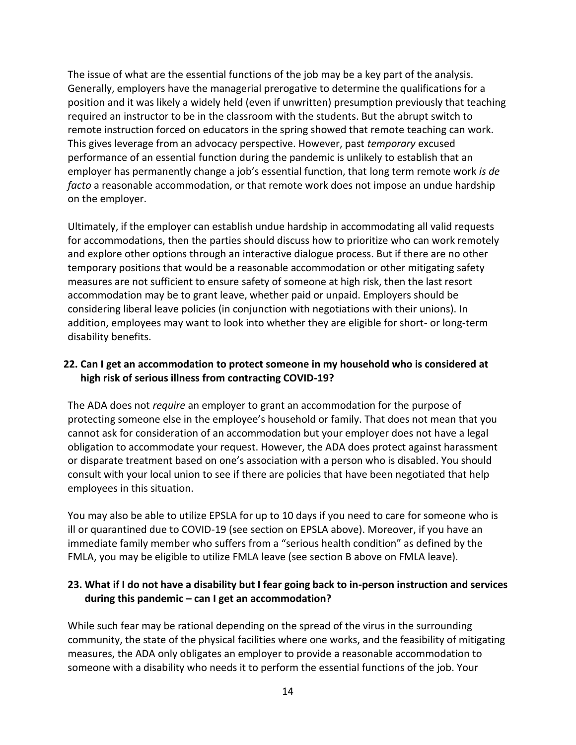The issue of what are the essential functions of the job may be a key part of the analysis. Generally, employers have the managerial prerogative to determine the qualifications for a position and it was likely a widely held (even if unwritten) presumption previously that teaching required an instructor to be in the classroom with the students. But the abrupt switch to remote instruction forced on educators in the spring showed that remote teaching can work. This gives leverage from an advocacy perspective. However, past *temporary* excused performance of an essential function during the pandemic is unlikely to establish that an employer has permanently change a job's essential function, that long term remote work *is de facto* a reasonable accommodation, or that remote work does not impose an undue hardship on the employer.

Ultimately, if the employer can establish undue hardship in accommodating all valid requests for accommodations, then the parties should discuss how to prioritize who can work remotely and explore other options through an interactive dialogue process. But if there are no other temporary positions that would be a reasonable accommodation or other mitigating safety measures are not sufficient to ensure safety of someone at high risk, then the last resort accommodation may be to grant leave, whether paid or unpaid. Employers should be considering liberal leave policies (in conjunction with negotiations with their unions). In addition, employees may want to look into whether they are eligible for short- or long-term disability benefits.

**22. Can I get an accommodation to protect someone in my household who is considered at high risk of serious illness from contracting COVID-19?**

The ADA does not *require* an employer to grant an accommodation for the purpose of protecting someone else in the employee's household or family. That does not mean that you cannot ask for consideration of an accommodation but your employer does not have a legal obligation to accommodate your request. However, the ADA does protect against harassment or disparate treatment based on one's association with a person who is disabled. You should consult with your local union to see if there are policies that have been negotiated that help employees in this situation.

You may also be able to utilize EPSLA for up to 10 days if you need to care for someone who is ill or quarantined due to COVID-19 (see section on EPSLA above). Moreover, if you have an immediate family member who suffers from a "serious health condition" as defined by the FMLA, you may be eligible to utilize FMLA leave (see section B above on FMLA leave).

**23. What if I do not have a disability but I fear going back to in-person instruction and services during this pandemic – can I get an accommodation?**

While such fear may be rational depending on the spread of the virus in the surrounding community, the state of the physical facilities where one works, and the feasibility of mitigating measures, the ADA only obligates an employer to provide a reasonable accommodation to someone with a disability who needs it to perform the essential functions of the job. Your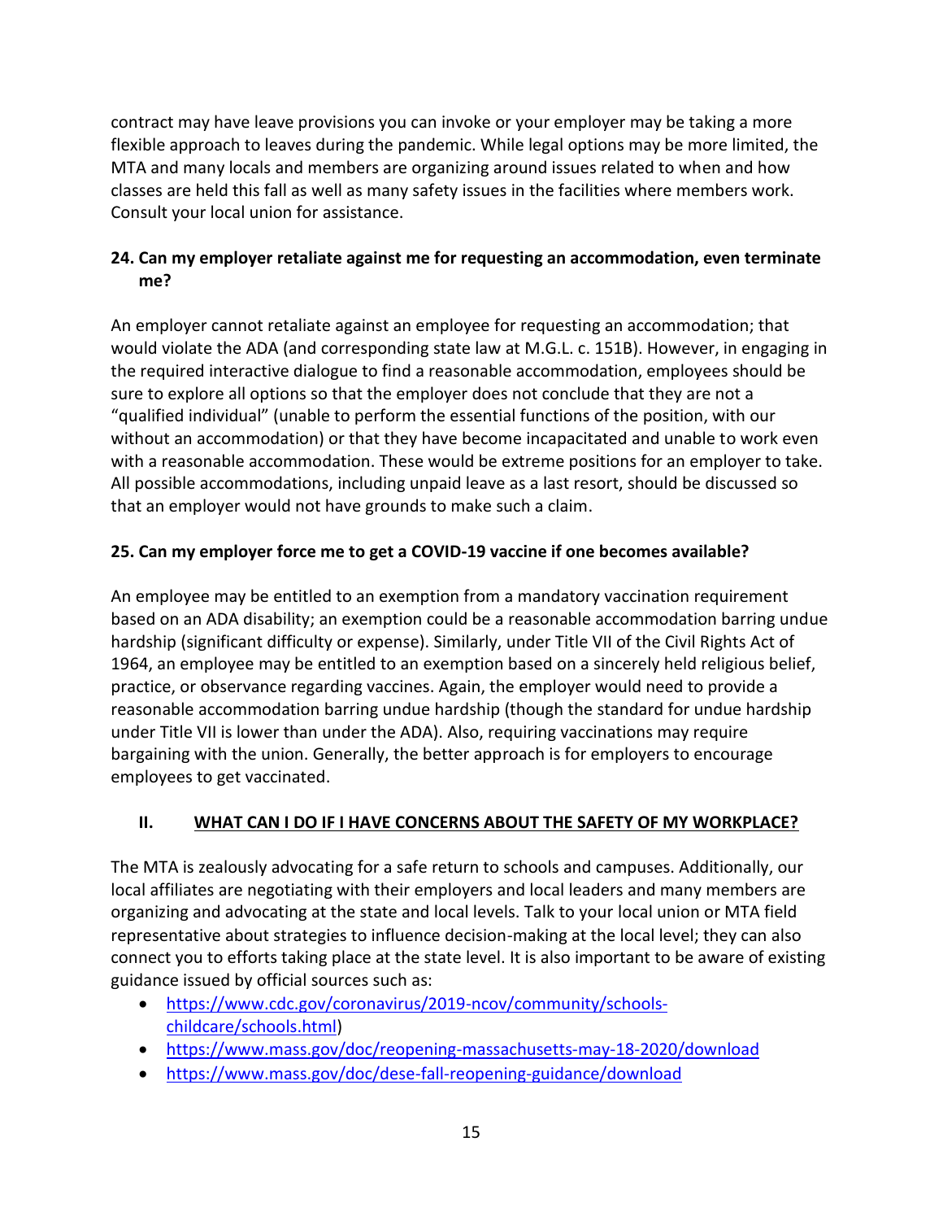contract may have leave provisions you can invoke or your employer may be taking a more flexible approach to leaves during the pandemic. While legal options may be more limited, the MTA and many locals and members are organizing around issues related to when and how classes are held this fall as well as many safety issues in the facilities where members work. Consult your local union for assistance.

### 24. Can my employer retaliate against me for requesting an accommodation, even terminate me?

An employer cannot retaliate against an employee for requesting an accommodation; that would violate the ADA (and corresponding state law at M.G.L. c. 151B). However, in engaging in the required interactive dialogue to find a reasonable accommodation, employees should be sure to explore all options so that the employer does not conclude that they are not a "qualified individual" (unable to perform the essential functions of the position, with our without an accommodation) or that they have become incapacitated and unable to work even with a reasonable accommodation. These would be extreme positions for an employer to take. All possible accommodations, including unpaid leave as a last resort, should be discussed so that an employer would not have grounds to make such a claim.

### 25. Can my employer force me to get a COVID-19 vaccine if one becomes available?

An employee may be entitled to an exemption from a mandatory vaccination requirement based on an ADA disability; an exemption could be a reasonable accommodation barring undue hardship (significant difficulty or expense). Similarly, under Title VII of the Civil Rights Act of 1964, an employee may be entitled to an exemption based on a sincerely held religious belief, practice, or observance regarding vaccines. Again, the employer would need to provide a reasonable accommodation barring undue hardship (though the standard for undue hardship under Title VII is lower than under the ADA). Also, requiring vaccinations may require bargaining with the union. Generally, the better approach is for employers to encourage employees to get vaccinated.

## II. WHAT CAN I DO IF I HAVE CONCERNS ABOUT THE SAFETY OF MY WORKPLACE?

The MTA is zealously advocating for a safe return to schools and campuses. Additionally, our local affiliates are negotiating with their employers and local leaders and many members are organizing and advocating at the state and local levels. Talk to your local union or MTA field representative about strategies to influence decision-making at the local level; they can also connect you to efforts taking place at the state level. It is also important to be aware of existing guidance issued by official sources such as:

- https://www.cdc.gov/coronavirus/2019-ncov/community/schools-childcare/schools.html)
- https://www.mass.gov/doc/reopening-massachusetts-may-18-2020/download
- https://www.mass.gov/doc/dese-fall-reopening-guidance/download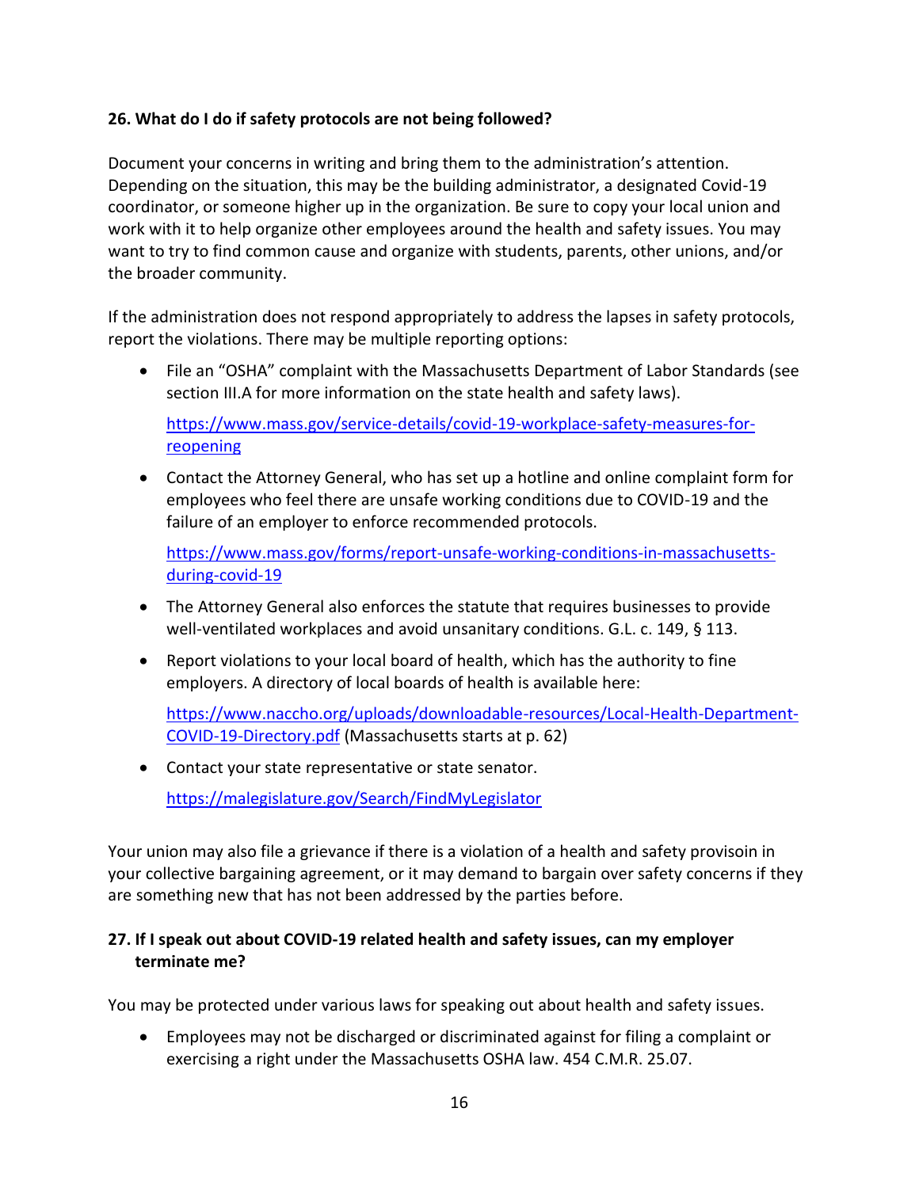### 26. What do I do if safety protocols are not being followed?

Document your concerns in writing and bring them to the administration's attention. Depending on the situation, this may be the building administrator, a designated Covid-19 coordinator, or someone higher up in the organization. Be sure to copy your local union and work with it to help organize other employees around the health and safety issues. You may want to try to find common cause and organize with students, parents, other unions, and/or the broader community.

If the administration does not respond appropriately to address the lapses in safety protocols, report the violations. There may be multiple reporting options:

- File an "OSHA" complaint with the Massachusetts Department of Labor Standards (see section III.A for more information on the state health and safety laws).

  [https://www.mass.gov/service-details/covid-19-workplace-safety-measures-for-reopening](https://www.mass.gov/service-details/covid-19-workplace-safety-measures-for-reopening)

- Contact the Attorney General, who has set up a hotline and online complaint form for employees who feel there are unsafe working conditions due to COVID-19 and the failure of an employer to enforce recommended protocols.

  [https://www.mass.gov/forms/report-unsafe-working-conditions-in-massachusetts-during-covid-19](https://www.mass.gov/forms/report-unsafe-working-conditions-in-massachusetts-during-covid-19)

- The Attorney General also enforces the statute that requires businesses to provide well-ventilated workplaces and avoid unsanitary conditions. G.L. c. 149, § 113.

- Report violations to your local board of health, which has the authority to fine employers. A directory of local boards of health is available here:

  [https://www.naccho.org/uploads/downloadable-resources/Local-Health-Department-COVID-19-Directory.pdf](https://www.naccho.org/uploads/downloadable-resources/Local-Health-Department-COVID-19-Directory.pdf) (Massachusetts starts at p. 62)

- Contact your state representative or state senator.

  [https://malegislature.gov/Search/FindMyLegislator](https://malegislature.gov/Search/FindMyLegislator)

Your union may also file a grievance if there is a violation of a health and safety provisoin in your collective bargaining agreement, or it may demand to bargain over safety concerns if they are something new that has not been addressed by the parties before.

### 27. If I speak out about COVID-19 related health and safety issues, can my employer terminate me?

You may be protected under various laws for speaking out about health and safety issues.

- Employees may not be discharged or discriminated against for filing a complaint or exercising a right under the Massachusetts OSHA law. 454 C.M.R. 25.07.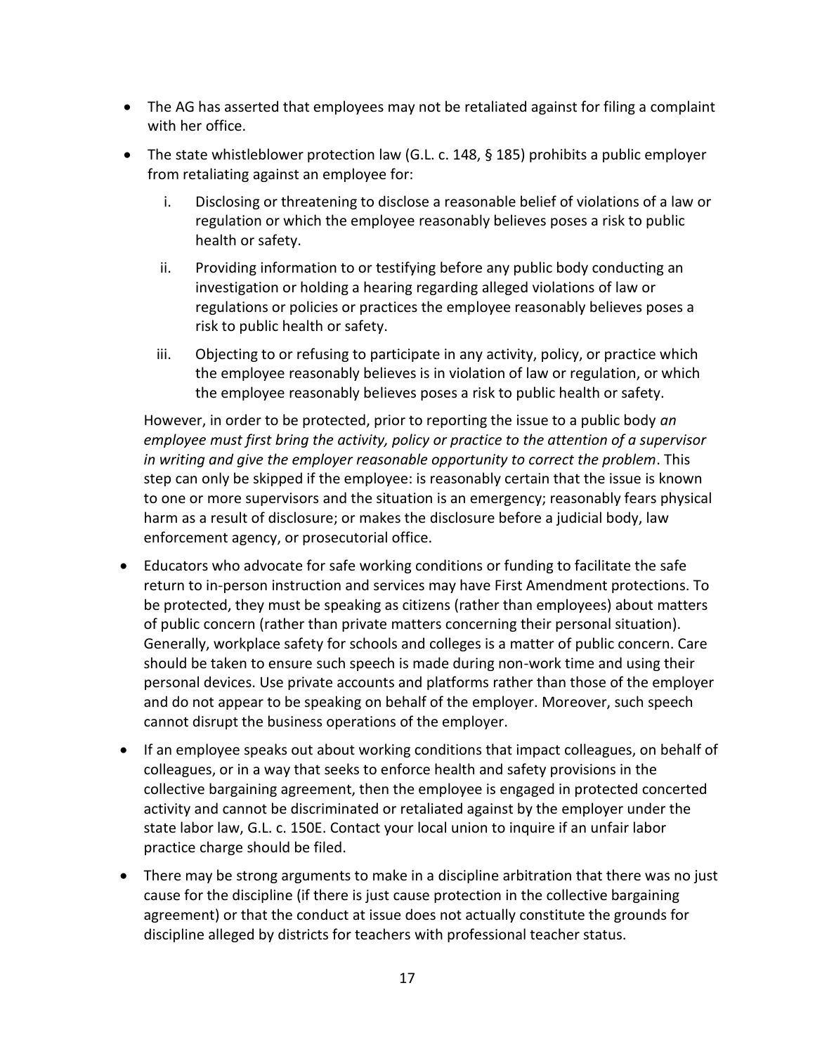- The AG has asserted that employees may not be retaliated against for filing a complaint with her office.
- The state whistleblower protection law (G.L. c. 148, § 185) prohibits a public employer from retaliating against an employee for:
  1. Disclosing or threatening to disclose a reasonable belief of violations of a law or regulation or which the employee reasonably believes poses a risk to public health or safety.
  2. Providing information to or testifying before any public body conducting an investigation or holding a hearing regarding alleged violations of law or regulations or policies or practices the employee reasonably believes poses a risk to public health or safety.
  3. Objecting to or refusing to participate in any activity, policy, or practice which the employee reasonably believes is in violation of law or regulation, or which the employee reasonably believes poses a risk to public health or safety.

  However, in order to be protected, prior to reporting the issue to a public body *an employee must first bring the activity, policy or practice to the attention of a supervisor in writing and give the employer reasonable opportunity to correct the problem*. This step can only be skipped if the employee: is reasonably certain that the issue is known to one or more supervisors and the situation is an emergency; reasonably fears physical harm as a result of disclosure; or makes the disclosure before a judicial body, law enforcement agency, or prosecutorial office.
- Educators who advocate for safe working conditions or funding to facilitate the safe return to in-person instruction and services may have First Amendment protections. To be protected, they must be speaking as citizens (rather than employees) about matters of public concern (rather than private matters concerning their personal situation). Generally, workplace safety for schools and colleges is a matter of public concern. Care should be taken to ensure such speech is made during non-work time and using their personal devices. Use private accounts and platforms rather than those of the employer and do not appear to be speaking on behalf of the employer. Moreover, such speech cannot disrupt the business operations of the employer.
- If an employee speaks out about working conditions that impact colleagues, on behalf of colleagues, or in a way that seeks to enforce health and safety provisions in the collective bargaining agreement, then the employee is engaged in protected concerted activity and cannot be discriminated or retaliated against by the employer under the state labor law, G.L. c. 150E. Contact your local union to inquire if an unfair labor practice charge should be filed.
- There may be strong arguments to make in a discipline arbitration that there was no just cause for the discipline (if there is just cause protection in the collective bargaining agreement) or that the conduct at issue does not actually constitute the grounds for discipline alleged by districts for teachers with professional teacher status.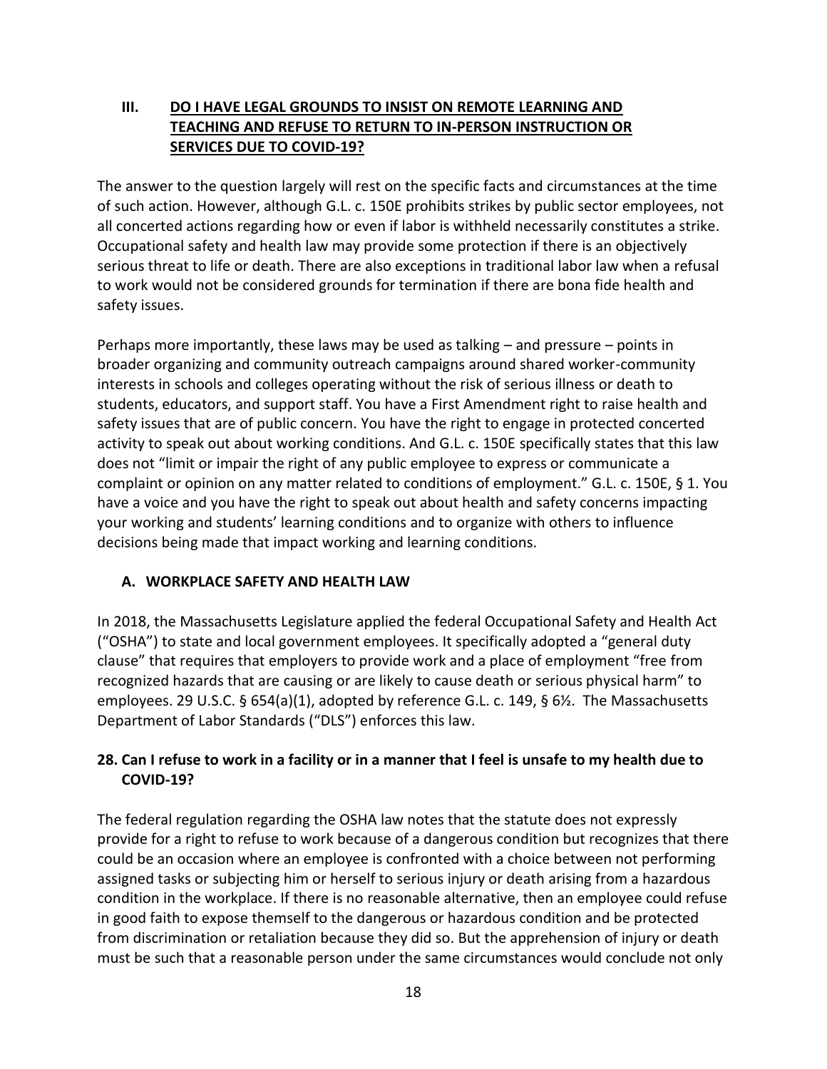## III. DO I HAVE LEGAL GROUNDS TO INSIST ON REMOTE LEARNING AND TEACHING AND REFUSE TO RETURN TO IN-PERSON INSTRUCTION OR SERVICES DUE TO COVID-19?

The answer to the question largely will rest on the specific facts and circumstances at the time of such action. However, although G.L. c. 150E prohibits strikes by public sector employees, not all concerted actions regarding how or even if labor is withheld necessarily constitutes a strike. Occupational safety and health law may provide some protection if there is an objectively serious threat to life or death. There are also exceptions in traditional labor law when a refusal to work would not be considered grounds for termination if there are bona fide health and safety issues.

Perhaps more importantly, these laws may be used as talking – and pressure – points in broader organizing and community outreach campaigns around shared worker-community interests in schools and colleges operating without the risk of serious illness or death to students, educators, and support staff. You have a First Amendment right to raise health and safety issues that are of public concern. You have the right to engage in protected concerted activity to speak out about working conditions. And G.L. c. 150E specifically states that this law does not "limit or impair the right of any public employee to express or communicate a complaint or opinion on any matter related to conditions of employment." G.L. c. 150E, § 1. You have a voice and you have the right to speak out about health and safety concerns impacting your working and students' learning conditions and to organize with others to influence decisions being made that impact working and learning conditions.

### A. WORKPLACE SAFETY AND HEALTH LAW

In 2018, the Massachusetts Legislature applied the federal Occupational Safety and Health Act ("OSHA") to state and local government employees. It specifically adopted a "general duty clause" that requires that employers to provide work and a place of employment "free from recognized hazards that are causing or are likely to cause death or serious physical harm" to employees. 29 U.S.C. § 654(a)(1), adopted by reference G.L. c. 149, § 6½. The Massachusetts Department of Labor Standards ("DLS") enforces this law.

#### 28. Can I refuse to work in a facility or in a manner that I feel is unsafe to my health due to COVID-19?

The federal regulation regarding the OSHA law notes that the statute does not expressly provide for a right to refuse to work because of a dangerous condition but recognizes that there could be an occasion where an employee is confronted with a choice between not performing assigned tasks or subjecting him or herself to serious injury or death arising from a hazardous condition in the workplace. If there is no reasonable alternative, then an employee could refuse in good faith to expose themself to the dangerous or hazardous condition and be protected from discrimination or retaliation because they did so. But the apprehension of injury or death must be such that a reasonable person under the same circumstances would conclude not only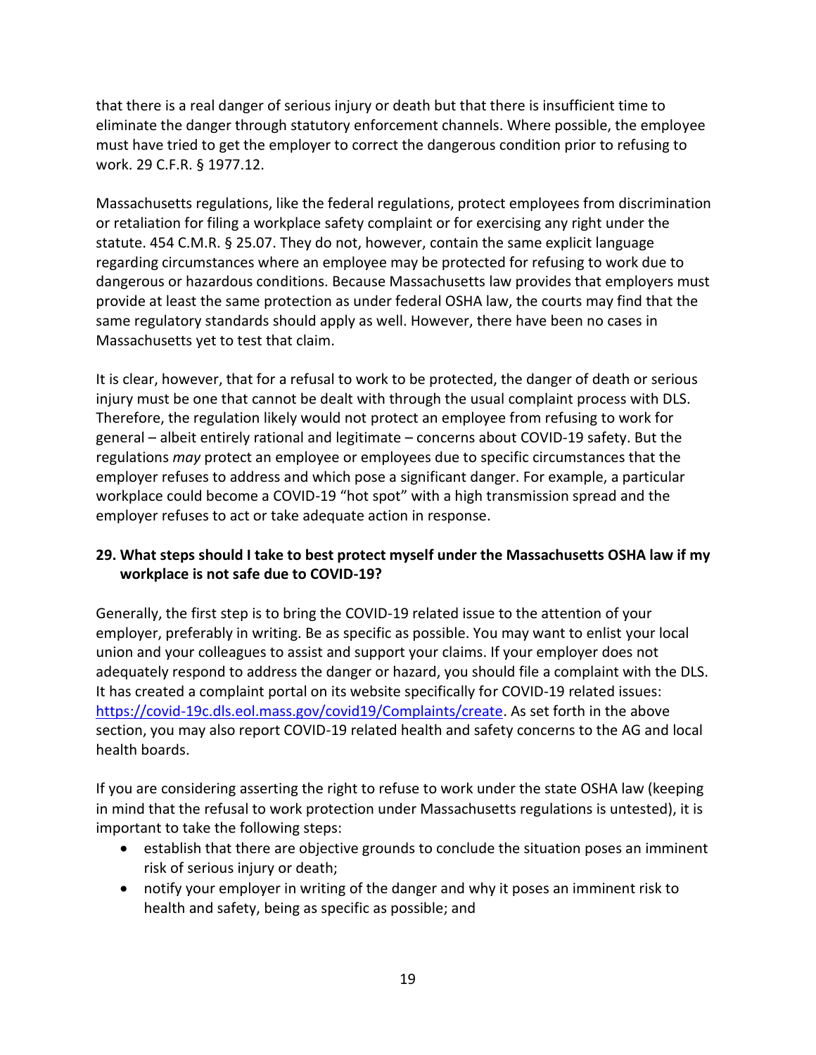that there is a real danger of serious injury or death but that there is insufficient time to eliminate the danger through statutory enforcement channels. Where possible, the employee must have tried to get the employer to correct the dangerous condition prior to refusing to work. 29 C.F.R. § 1977.12.

Massachusetts regulations, like the federal regulations, protect employees from discrimination or retaliation for filing a workplace safety complaint or for exercising any right under the statute. 454 C.M.R. § 25.07. They do not, however, contain the same explicit language regarding circumstances where an employee may be protected for refusing to work due to dangerous or hazardous conditions. Because Massachusetts law provides that employers must provide at least the same protection as under federal OSHA law, the courts may find that the same regulatory standards should apply as well. However, there have been no cases in Massachusetts yet to test that claim.

It is clear, however, that for a refusal to work to be protected, the danger of death or serious injury must be one that cannot be dealt with through the usual complaint process with DLS. Therefore, the regulation likely would not protect an employee from refusing to work for general – albeit entirely rational and legitimate – concerns about COVID-19 safety. But the regulations *may* protect an employee or employees due to specific circumstances that the employer refuses to address and which pose a significant danger. For example, a particular workplace could become a COVID-19 "hot spot" with a high transmission spread and the employer refuses to act or take adequate action in response.

**29. What steps should I take to best protect myself under the Massachusetts OSHA law if my workplace is not safe due to COVID-19?**

Generally, the first step is to bring the COVID-19 related issue to the attention of your employer, preferably in writing. Be as specific as possible. You may want to enlist your local union and your colleagues to assist and support your claims. If your employer does not adequately respond to address the danger or hazard, you should file a complaint with the DLS. It has created a complaint portal on its website specifically for COVID-19 related issues: https://covid-19c.dls.eol.mass.gov/covid19/Complaints/create. As set forth in the above section, you may also report COVID-19 related health and safety concerns to the AG and local health boards.

If you are considering asserting the right to refuse to work under the state OSHA law (keeping in mind that the refusal to work protection under Massachusetts regulations is untested), it is important to take the following steps:

- establish that there are objective grounds to conclude the situation poses an imminent risk of serious injury or death;
- notify your employer in writing of the danger and why it poses an imminent risk to health and safety, being as specific as possible; and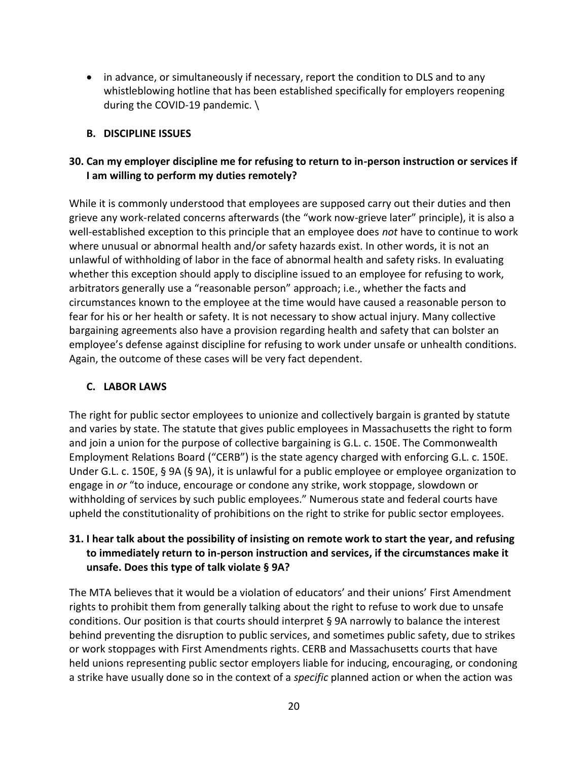- in advance, or simultaneously if necessary, report the condition to DLS and to any whistleblowing hotline that has been established specifically for employers reopening during the COVID-19 pandemic. \

### B. DISCIPLINE ISSUES

### 30. Can my employer discipline me for refusing to return to in-person instruction or services if I am willing to perform my duties remotely?

While it is commonly understood that employees are supposed carry out their duties and then grieve any work-related concerns afterwards (the "work now-grieve later" principle), it is also a well-established exception to this principle that an employee does *not* have to continue to work where unusual or abnormal health and/or safety hazards exist. In other words, it is not an unlawful of withholding of labor in the face of abnormal health and safety risks. In evaluating whether this exception should apply to discipline issued to an employee for refusing to work, arbitrators generally use a "reasonable person" approach; i.e., whether the facts and circumstances known to the employee at the time would have caused a reasonable person to fear for his or her health or safety. It is not necessary to show actual injury. Many collective bargaining agreements also have a provision regarding health and safety that can bolster an employee's defense against discipline for refusing to work under unsafe or unhealth conditions. Again, the outcome of these cases will be very fact dependent.

### C. LABOR LAWS

The right for public sector employees to unionize and collectively bargain is granted by statute and varies by state. The statute that gives public employees in Massachusetts the right to form and join a union for the purpose of collective bargaining is G.L. c. 150E. The Commonwealth Employment Relations Board ("CERB") is the state agency charged with enforcing G.L. c. 150E. Under G.L. c. 150E, § 9A (§ 9A), it is unlawful for a public employee or employee organization to engage in *or* "to induce, encourage or condone any strike, work stoppage, slowdown or withholding of services by such public employees." Numerous state and federal courts have upheld the constitutionality of prohibitions on the right to strike for public sector employees.

### 31. I hear talk about the possibility of insisting on remote work to start the year, and refusing to immediately return to in-person instruction and services, if the circumstances make it unsafe. Does this type of talk violate § 9A?

The MTA believes that it would be a violation of educators' and their unions' First Amendment rights to prohibit them from generally talking about the right to refuse to work due to unsafe conditions. Our position is that courts should interpret § 9A narrowly to balance the interest behind preventing the disruption to public services, and sometimes public safety, due to strikes or work stoppages with First Amendments rights. CERB and Massachusetts courts that have held unions representing public sector employers liable for inducing, encouraging, or condoning a strike have usually done so in the context of a *specific* planned action or when the action was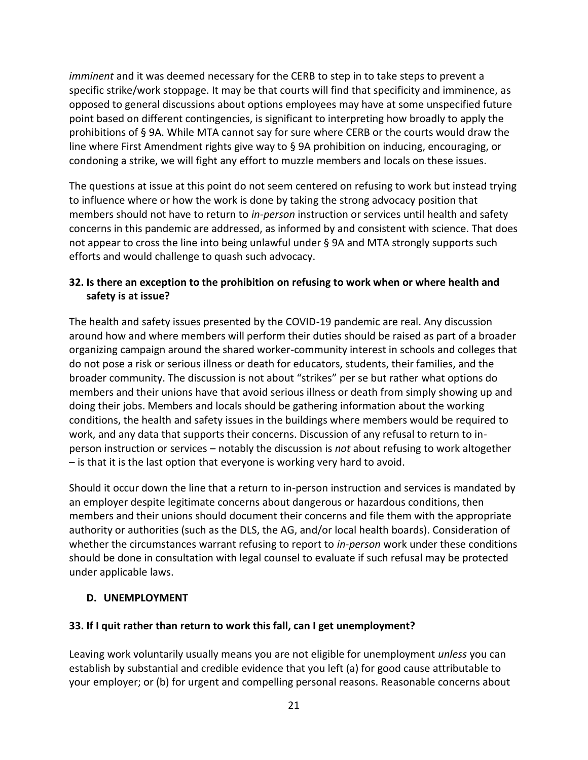*imminent* and it was deemed necessary for the CERB to step in to take steps to prevent a specific strike/work stoppage. It may be that courts will find that specificity and imminence, as opposed to general discussions about options employees may have at some unspecified future point based on different contingencies, is significant to interpreting how broadly to apply the prohibitions of § 9A. While MTA cannot say for sure where CERB or the courts would draw the line where First Amendment rights give way to § 9A prohibition on inducing, encouraging, or condoning a strike, we will fight any effort to muzzle members and locals on these issues.

The questions at issue at this point do not seem centered on refusing to work but instead trying to influence where or how the work is done by taking the strong advocacy position that members should not have to return to *in-person* instruction or services until health and safety concerns in this pandemic are addressed, as informed by and consistent with science. That does not appear to cross the line into being unlawful under § 9A and MTA strongly supports such efforts and would challenge to quash such advocacy.

**32. Is there an exception to the prohibition on refusing to work when or where health and safety is at issue?**

The health and safety issues presented by the COVID-19 pandemic are real. Any discussion around how and where members will perform their duties should be raised as part of a broader organizing campaign around the shared worker-community interest in schools and colleges that do not pose a risk or serious illness or death for educators, students, their families, and the broader community. The discussion is not about "strikes" per se but rather what options do members and their unions have that avoid serious illness or death from simply showing up and doing their jobs. Members and locals should be gathering information about the working conditions, the health and safety issues in the buildings where members would be required to work, and any data that supports their concerns. Discussion of any refusal to return to in-person instruction or services – notably the discussion is *not* about refusing to work altogether – is that it is the last option that everyone is working very hard to avoid.

Should it occur down the line that a return to in-person instruction and services is mandated by an employer despite legitimate concerns about dangerous or hazardous conditions, then members and their unions should document their concerns and file them with the appropriate authority or authorities (such as the DLS, the AG, and/or local health boards). Consideration of whether the circumstances warrant refusing to report to *in-person* work under these conditions should be done in consultation with legal counsel to evaluate if such refusal may be protected under applicable laws.

## D. UNEMPLOYMENT

**33. If I quit rather than return to work this fall, can I get unemployment?**

Leaving work voluntarily usually means you are not eligible for unemployment *unless* you can establish by substantial and credible evidence that you left (a) for good cause attributable to your employer; or (b) for urgent and compelling personal reasons. Reasonable concerns about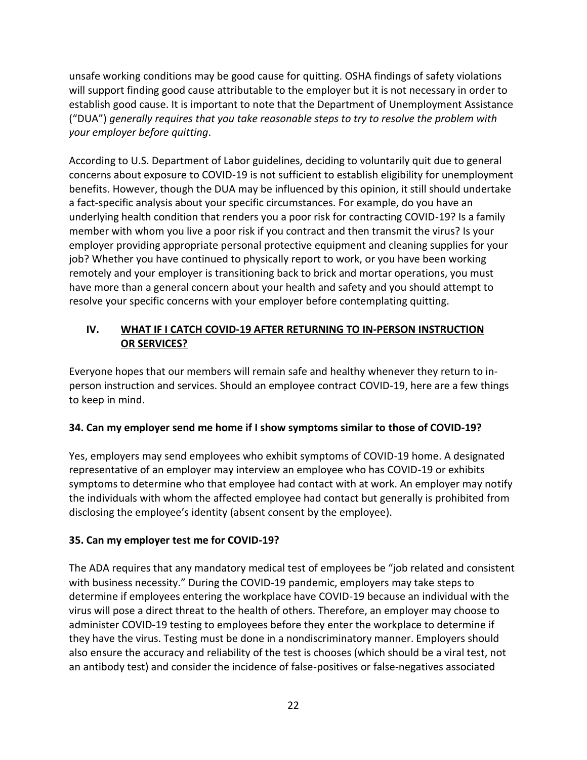unsafe working conditions may be good cause for quitting. OSHA findings of safety violations will support finding good cause attributable to the employer but it is not necessary in order to establish good cause. It is important to note that the Department of Unemployment Assistance ("DUA") *generally requires that you take reasonable steps to try to resolve the problem with your employer before quitting*.

According to U.S. Department of Labor guidelines, deciding to voluntarily quit due to general concerns about exposure to COVID-19 is not sufficient to establish eligibility for unemployment benefits. However, though the DUA may be influenced by this opinion, it still should undertake a fact-specific analysis about your specific circumstances. For example, do you have an underlying health condition that renders you a poor risk for contracting COVID-19? Is a family member with whom you live a poor risk if you contract and then transmit the virus? Is your employer providing appropriate personal protective equipment and cleaning supplies for your job? Whether you have continued to physically report to work, or you have been working remotely and your employer is transitioning back to brick and mortar operations, you must have more than a general concern about your health and safety and you should attempt to resolve your specific concerns with your employer before contemplating quitting.

## IV. WHAT IF I CATCH COVID-19 AFTER RETURNING TO IN-PERSON INSTRUCTION OR SERVICES?

Everyone hopes that our members will remain safe and healthy whenever they return to in-person instruction and services. Should an employee contract COVID-19, here are a few things to keep in mind.

**34. Can my employer send me home if I show symptoms similar to those of COVID-19?**

Yes, employers may send employees who exhibit symptoms of COVID-19 home. A designated representative of an employer may interview an employee who has COVID-19 or exhibits symptoms to determine who that employee had contact with at work. An employer may notify the individuals with whom the affected employee had contact but generally is prohibited from disclosing the employee's identity (absent consent by the employee).

**35. Can my employer test me for COVID-19?**

The ADA requires that any mandatory medical test of employees be "job related and consistent with business necessity." During the COVID-19 pandemic, employers may take steps to determine if employees entering the workplace have COVID-19 because an individual with the virus will pose a direct threat to the health of others. Therefore, an employer may choose to administer COVID-19 testing to employees before they enter the workplace to determine if they have the virus. Testing must be done in a nondiscriminatory manner. Employers should also ensure the accuracy and reliability of the test is chooses (which should be a viral test, not an antibody test) and consider the incidence of false-positives or false-negatives associated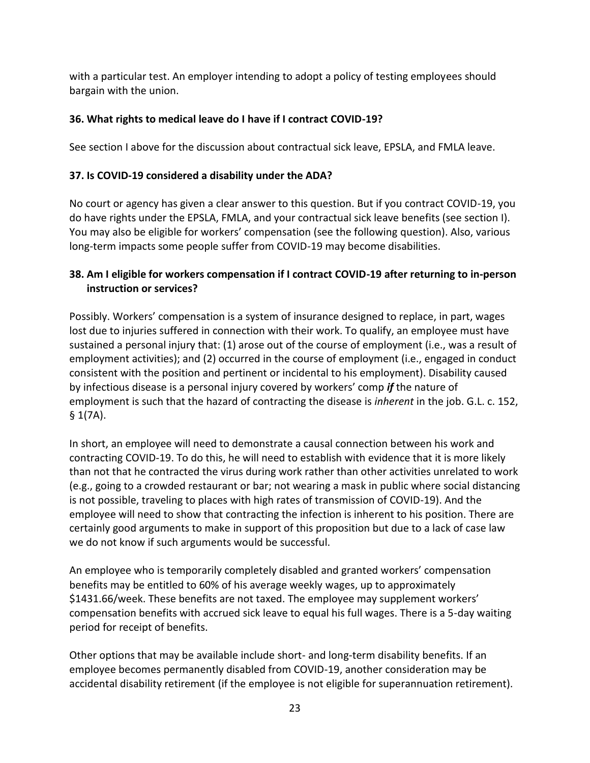with a particular test. An employer intending to adopt a policy of testing employees should bargain with the union.

### 36. What rights to medical leave do I have if I contract COVID-19?

See section I above for the discussion about contractual sick leave, EPSLA, and FMLA leave.

### 37. Is COVID-19 considered a disability under the ADA?

No court or agency has given a clear answer to this question. But if you contract COVID-19, you do have rights under the EPSLA, FMLA, and your contractual sick leave benefits (see section I). You may also be eligible for workers' compensation (see the following question). Also, various long-term impacts some people suffer from COVID-19 may become disabilities.

### 38. Am I eligible for workers compensation if I contract COVID-19 after returning to in-person instruction or services?

Possibly. Workers' compensation is a system of insurance designed to replace, in part, wages lost due to injuries suffered in connection with their work. To qualify, an employee must have sustained a personal injury that: (1) arose out of the course of employment (i.e., was a result of employment activities); and (2) occurred in the course of employment (i.e., engaged in conduct consistent with the position and pertinent or incidental to his employment). Disability caused by infectious disease is a personal injury covered by workers' comp ***if*** the nature of employment is such that the hazard of contracting the disease is *inherent* in the job. G.L. c. 152, § 1(7A).

In short, an employee will need to demonstrate a causal connection between his work and contracting COVID-19. To do this, he will need to establish with evidence that it is more likely than not that he contracted the virus during work rather than other activities unrelated to work (e.g., going to a crowded restaurant or bar; not wearing a mask in public where social distancing is not possible, traveling to places with high rates of transmission of COVID-19). And the employee will need to show that contracting the infection is inherent to his position. There are certainly good arguments to make in support of this proposition but due to a lack of case law we do not know if such arguments would be successful.

An employee who is temporarily completely disabled and granted workers' compensation benefits may be entitled to 60% of his average weekly wages, up to approximately $1431.66/week. These benefits are not taxed. The employee may supplement workers' compensation benefits with accrued sick leave to equal his full wages. There is a 5-day waiting period for receipt of benefits.

Other options that may be available include short- and long-term disability benefits. If an employee becomes permanently disabled from COVID-19, another consideration may be accidental disability retirement (if the employee is not eligible for superannuation retirement).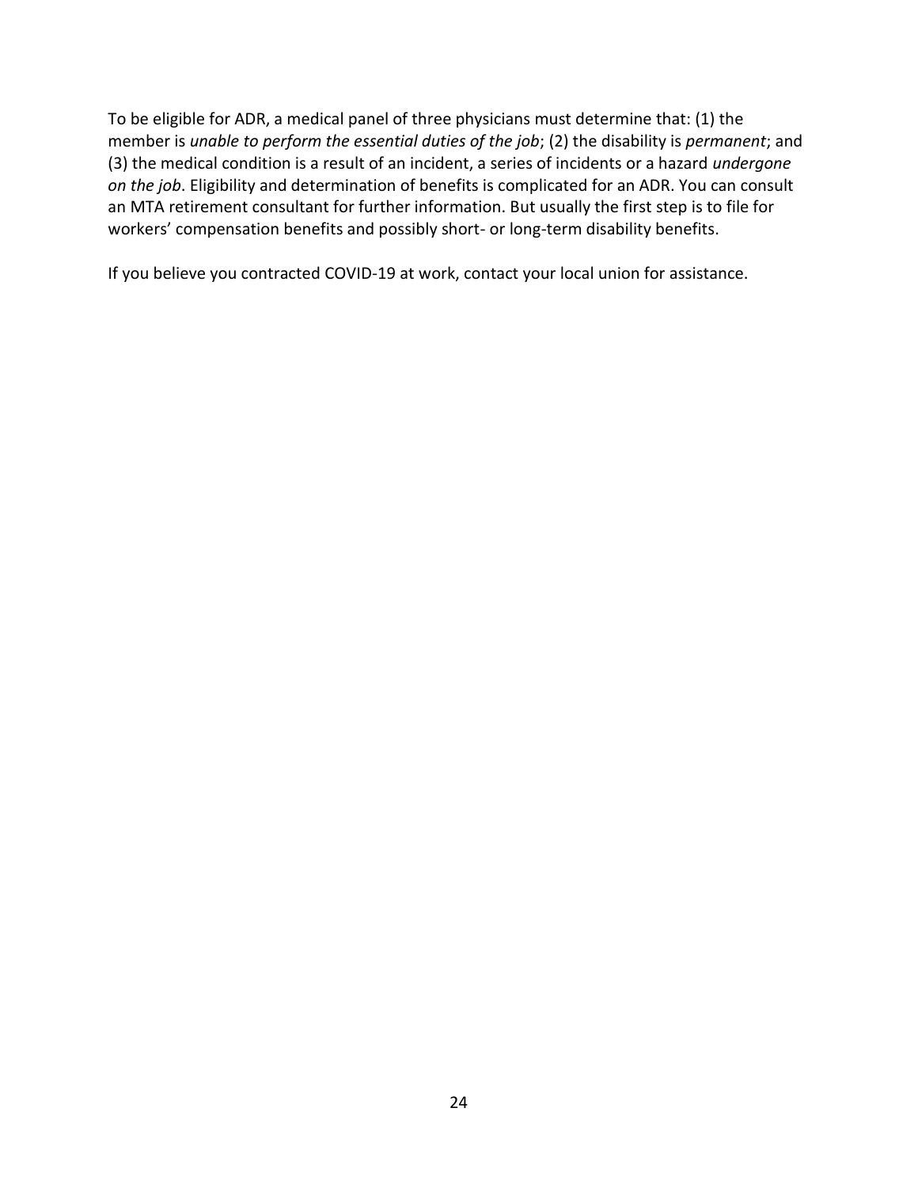To be eligible for ADR, a medical panel of three physicians must determine that: (1) the member is *unable to perform the essential duties of the job*; (2) the disability is *permanent*; and (3) the medical condition is a result of an incident, a series of incidents or a hazard *undergone on the job*. Eligibility and determination of benefits is complicated for an ADR. You can consult an MTA retirement consultant for further information. But usually the first step is to file for workers' compensation benefits and possibly short- or long-term disability benefits.

If you believe you contracted COVID-19 at work, contact your local union for assistance.